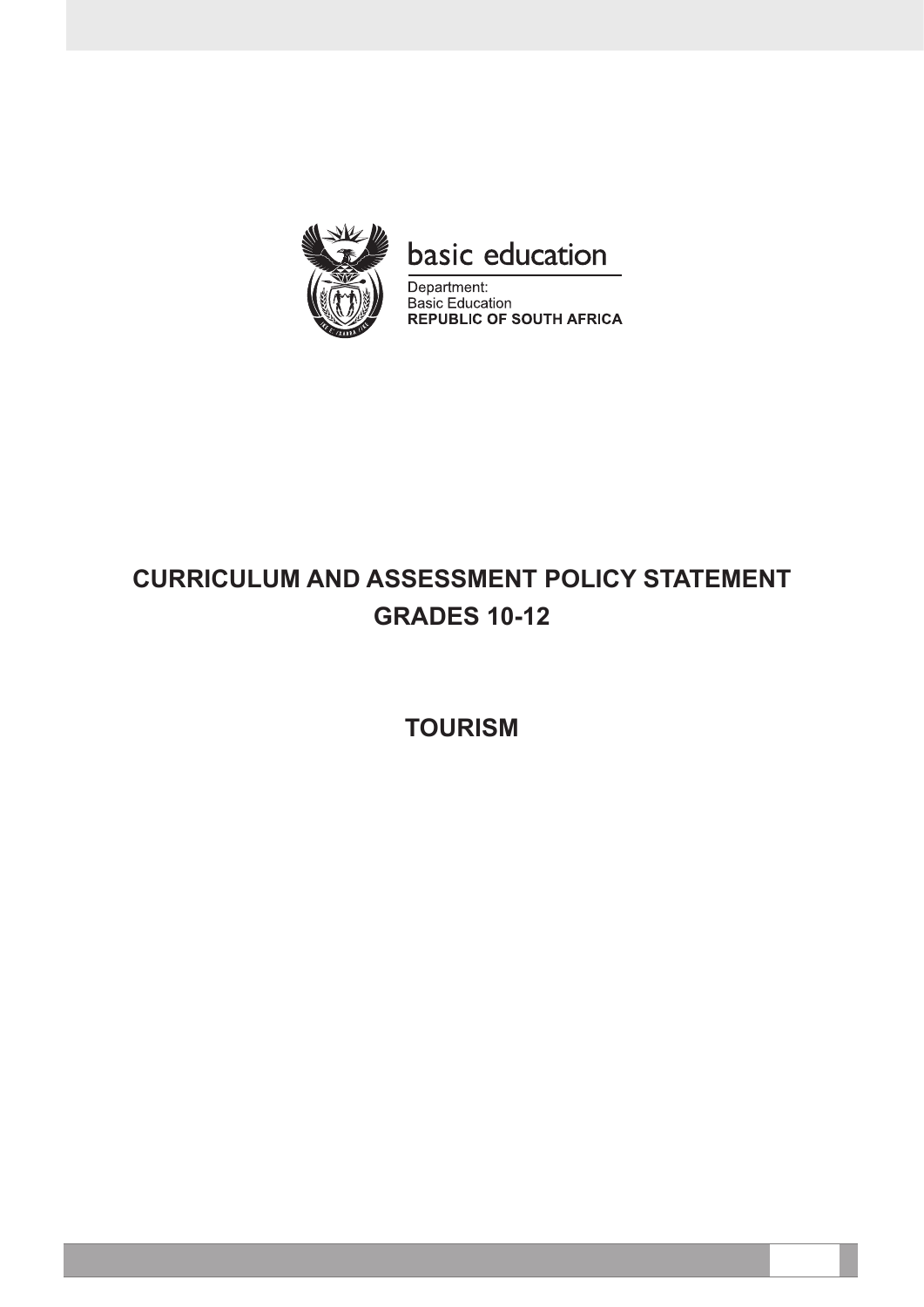basic education

Department:
Basic Education
**REPUBLIC OF SOUTH AFRICA**

# CURRICULUM AND ASSESSMENT POLICY STATEMENT
# GRADES 10-12

## TOURISM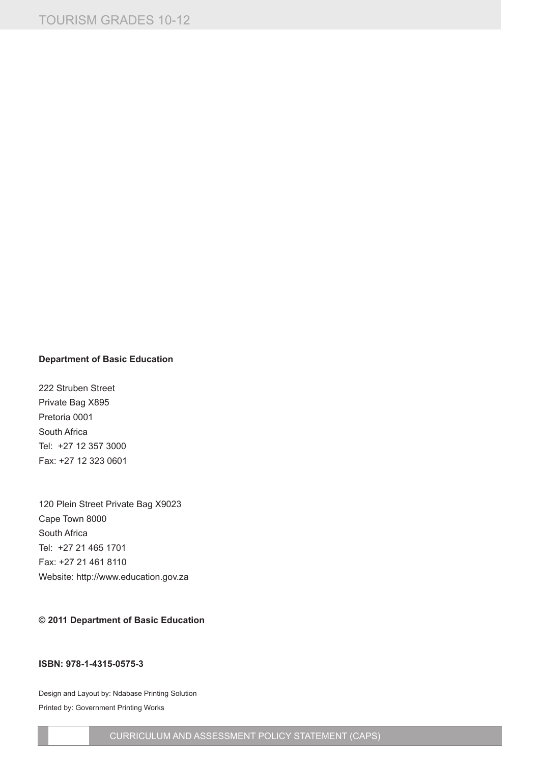**Department of Basic Education**

222 Struben Street
Private Bag X895
Pretoria 0001
South Africa
Tel: +27 12 357 3000
Fax: +27 12 323 0601

120 Plein Street Private Bag X9023
Cape Town 8000
South Africa
Tel: +27 21 465 1701
Fax: +27 21 461 8110
Website: http://www.education.gov.za

**© 2011 Department of Basic Education**

**ISBN: 978-1-4315-0575-3**

Design and Layout by: Ndabase Printing Solution
Printed by: Government Printing Works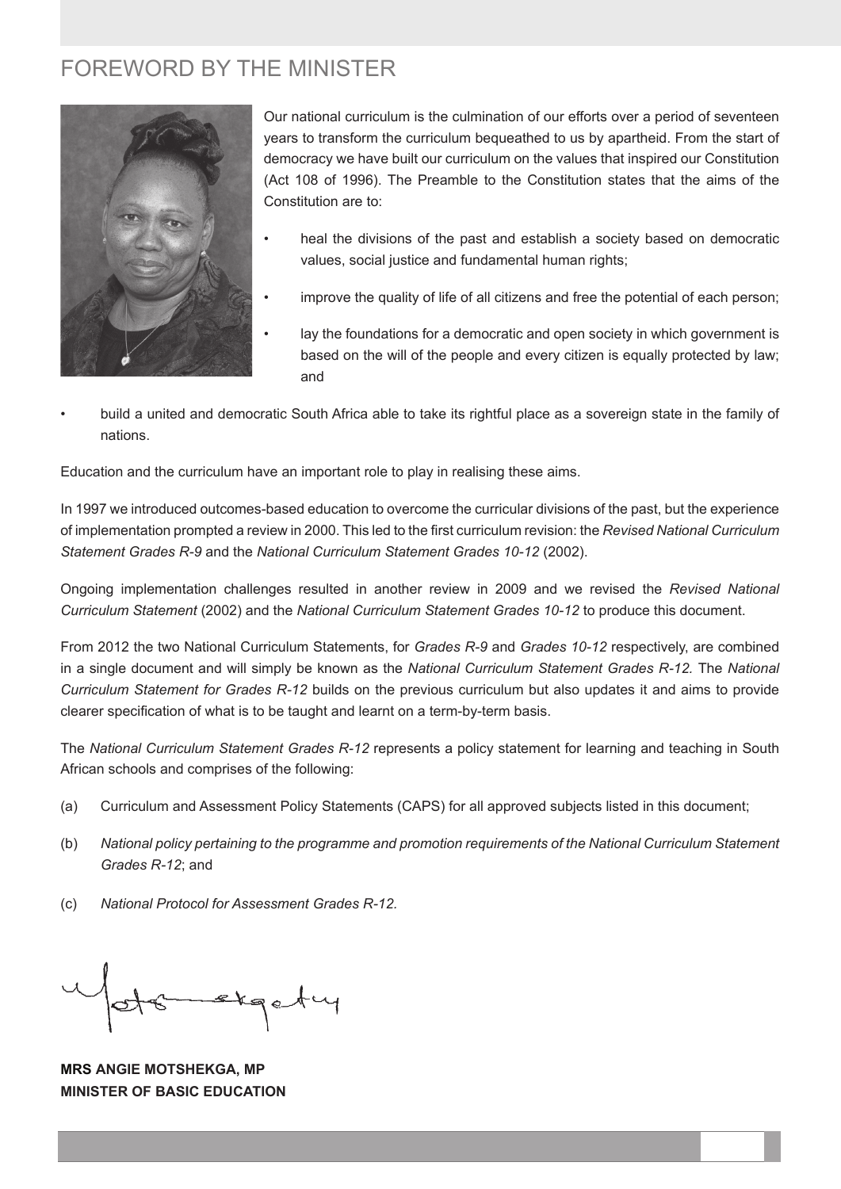# FOREWORD BY THE MINISTER

Our national curriculum is the culmination of our efforts over a period of seventeen years to transform the curriculum bequeathed to us by apartheid. From the start of democracy we have built our curriculum on the values that inspired our Constitution (Act 108 of 1996). The Preamble to the Constitution states that the aims of the Constitution are to:

- heal the divisions of the past and establish a society based on democratic values, social justice and fundamental human rights;
- improve the quality of life of all citizens and free the potential of each person;
- lay the foundations for a democratic and open society in which government is based on the will of the people and every citizen is equally protected by law; and
- build a united and democratic South Africa able to take its rightful place as a sovereign state in the family of nations.

Education and the curriculum have an important role to play in realising these aims.

In 1997 we introduced outcomes-based education to overcome the curricular divisions of the past, but the experience of implementation prompted a review in 2000. This led to the first curriculum revision: the *Revised National Curriculum Statement Grades R-9* and the *National Curriculum Statement Grades 10-12* (2002).

Ongoing implementation challenges resulted in another review in 2009 and we revised the *Revised National Curriculum Statement* (2002) and the *National Curriculum Statement Grades 10-12* to produce this document.

From 2012 the two National Curriculum Statements, for *Grades R-9* and *Grades 10-12* respectively, are combined in a single document and will simply be known as the *National Curriculum Statement Grades R-12.* The *National Curriculum Statement for Grades R-12* builds on the previous curriculum but also updates it and aims to provide clearer specification of what is to be taught and learnt on a term-by-term basis.

The *National Curriculum Statement Grades R-12* represents a policy statement for learning and teaching in South African schools and comprises of the following:

(a) Curriculum and Assessment Policy Statements (CAPS) for all approved subjects listed in this document;

(b) *National policy pertaining to the programme and promotion requirements of the National Curriculum Statement Grades R-12*; and

(c) *National Protocol for Assessment Grades R-12.*

**MRS ANGIE MOTSHEKGA, MP**
**MINISTER OF BASIC EDUCATION**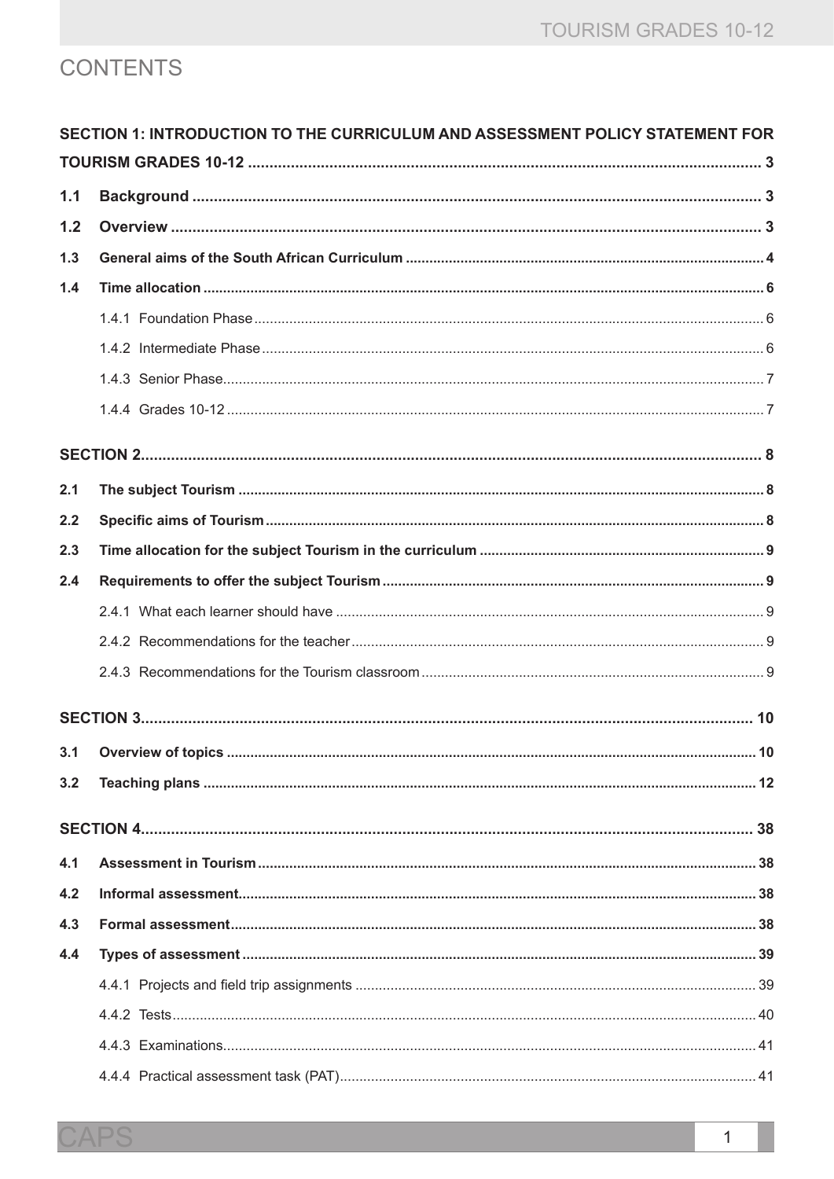# CONTENTS

**SECTION 1: INTRODUCTION TO THE CURRICULUM AND ASSESSMENT POLICY STATEMENT FOR TOURISM GRADES 10-12 ....... 3**

**1.1 Background ....... 3**

**1.2 Overview ....... 3**

**1.3 General aims of the South African Curriculum ....... 4**

**1.4 Time allocation ....... 6**

1.4.1 Foundation Phase ....... 6

1.4.2 Intermediate Phase ....... 6

1.4.3 Senior Phase ....... 7

1.4.4 Grades 10-12 ....... 7

**SECTION 2 ....... 8**

**2.1 The subject Tourism ....... 8**

**2.2 Specific aims of Tourism ....... 8**

**2.3 Time allocation for the subject Tourism in the curriculum ....... 9**

**2.4 Requirements to offer the subject Tourism ....... 9**

2.4.1 What each learner should have ....... 9

2.4.2 Recommendations for the teacher ....... 9

2.4.3 Recommendations for the Tourism classroom ....... 9

**SECTION 3 ....... 10**

**3.1 Overview of topics ....... 10**

**3.2 Teaching plans ....... 12**

**SECTION 4 ....... 38**

**4.1 Assessment in Tourism ....... 38**

**4.2 Informal assessment ....... 38**

**4.3 Formal assessment ....... 38**

**4.4 Types of assessment ....... 39**

4.4.1 Projects and field trip assignments ....... 39

4.4.2 Tests ....... 40

4.4.3 Examinations ....... 41

4.4.4 Practical assessment task (PAT) ....... 41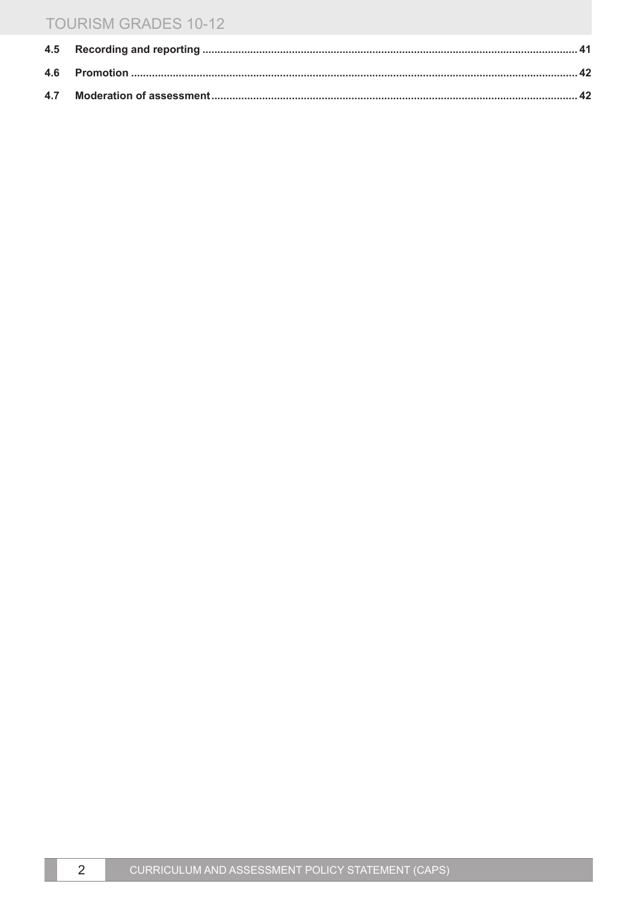**4.5 Recording and reporting** ........................................................................ 41

**4.6 Promotion** ........................................................................ 42

**4.7 Moderation of assessment** ........................................................................ 42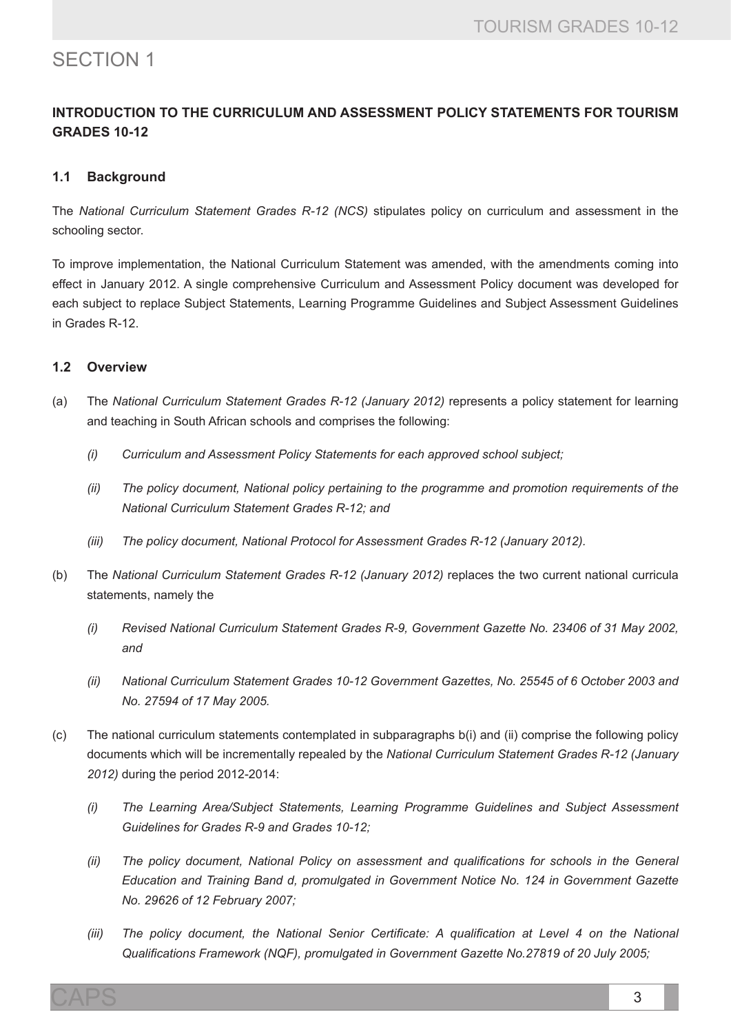# SECTION 1

## INTRODUCTION TO THE CURRICULUM AND ASSESSMENT POLICY STATEMENTS FOR TOURISM GRADES 10-12

### 1.1 Background

The *National Curriculum Statement Grades R-12 (NCS)* stipulates policy on curriculum and assessment in the schooling sector.

To improve implementation, the National Curriculum Statement was amended, with the amendments coming into effect in January 2012. A single comprehensive Curriculum and Assessment Policy document was developed for each subject to replace Subject Statements, Learning Programme Guidelines and Subject Assessment Guidelines in Grades R-12.

### 1.2 Overview

(a) The *National Curriculum Statement Grades R-12 (January 2012)* represents a policy statement for learning and teaching in South African schools and comprises the following:

*(i) Curriculum and Assessment Policy Statements for each approved school subject;*

*(ii) The policy document, National policy pertaining to the programme and promotion requirements of the National Curriculum Statement Grades R-12; and*

*(iii) The policy document, National Protocol for Assessment Grades R-12 (January 2012).*

(b) The *National Curriculum Statement Grades R-12 (January 2012)* replaces the two current national curricula statements, namely the

*(i) Revised National Curriculum Statement Grades R-9, Government Gazette No. 23406 of 31 May 2002, and*

*(ii) National Curriculum Statement Grades 10-12 Government Gazettes, No. 25545 of 6 October 2003 and No. 27594 of 17 May 2005.*

(c) The national curriculum statements contemplated in subparagraphs b(i) and (ii) comprise the following policy documents which will be incrementally repealed by the *National Curriculum Statement Grades R-12 (January 2012)* during the period 2012-2014:

*(i) The Learning Area/Subject Statements, Learning Programme Guidelines and Subject Assessment Guidelines for Grades R-9 and Grades 10-12;*

*(ii) The policy document, National Policy on assessment and qualifications for schools in the General Education and Training Band d, promulgated in Government Notice No. 124 in Government Gazette No. 29626 of 12 February 2007;*

*(iii) The policy document, the National Senior Certificate: A qualification at Level 4 on the National Qualifications Framework (NQF), promulgated in Government Gazette No.27819 of 20 July 2005;*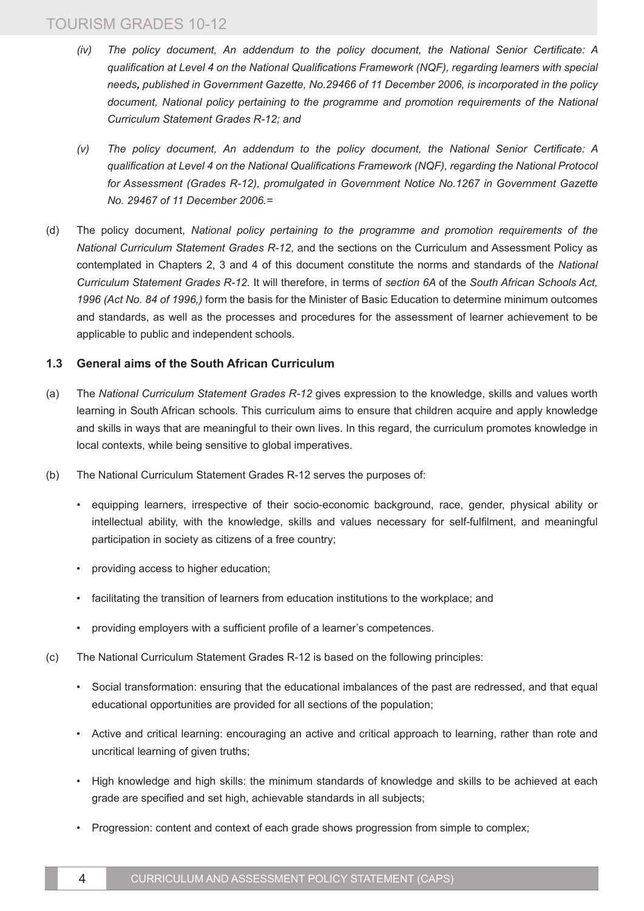*(iv) The policy document, An addendum to the policy document, the National Senior Certificate: A qualification at Level 4 on the National Qualifications Framework (NQF), regarding learners with special needs, published in Government Gazette, No.29466 of 11 December 2006, is incorporated in the policy document, National policy pertaining to the programme and promotion requirements of the National Curriculum Statement Grades R-12; and*

*(v) The policy document, An addendum to the policy document, the National Senior Certificate: A qualification at Level 4 on the National Qualifications Framework (NQF), regarding the National Protocol for Assessment (Grades R-12), promulgated in Government Notice No.1267 in Government Gazette No. 29467 of 11 December 2006.=*

(d) The policy document, *National policy pertaining to the programme and promotion requirements of the National Curriculum Statement Grades R-12*, and the sections on the Curriculum and Assessment Policy as contemplated in Chapters 2, 3 and 4 of this document constitute the norms and standards of the *National Curriculum Statement Grades R-12.* It will therefore, in terms of *section 6A* of the *South African Schools Act, 1996 (Act No. 84 of 1996,)* form the basis for the Minister of Basic Education to determine minimum outcomes and standards, as well as the processes and procedures for the assessment of learner achievement to be applicable to public and independent schools.

### 1.3 General aims of the South African Curriculum

(a) The *National Curriculum Statement Grades R-12* gives expression to the knowledge, skills and values worth learning in South African schools. This curriculum aims to ensure that children acquire and apply knowledge and skills in ways that are meaningful to their own lives. In this regard, the curriculum promotes knowledge in local contexts, while being sensitive to global imperatives.

(b) The National Curriculum Statement Grades R-12 serves the purposes of:

- equipping learners, irrespective of their socio-economic background, race, gender, physical ability or intellectual ability, with the knowledge, skills and values necessary for self-fulfilment, and meaningful participation in society as citizens of a free country;
- providing access to higher education;
- facilitating the transition of learners from education institutions to the workplace; and
- providing employers with a sufficient profile of a learner's competences.

(c) The National Curriculum Statement Grades R-12 is based on the following principles:

- Social transformation: ensuring that the educational imbalances of the past are redressed, and that equal educational opportunities are provided for all sections of the population;
- Active and critical learning: encouraging an active and critical approach to learning, rather than rote and uncritical learning of given truths;
- High knowledge and high skills: the minimum standards of knowledge and skills to be achieved at each grade are specified and set high, achievable standards in all subjects;
- Progression: content and context of each grade shows progression from simple to complex;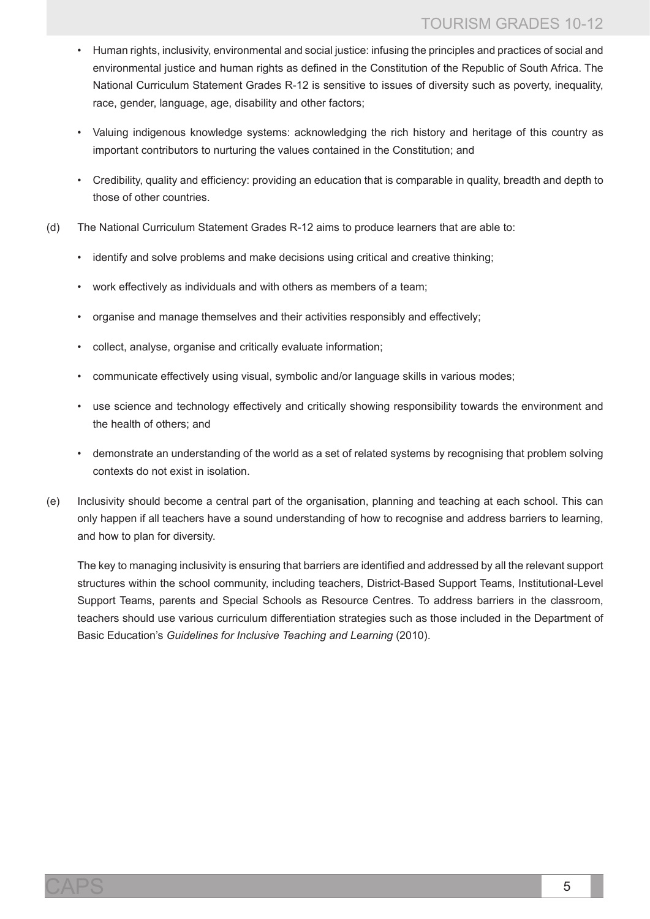- Human rights, inclusivity, environmental and social justice: infusing the principles and practices of social and environmental justice and human rights as defined in the Constitution of the Republic of South Africa. The National Curriculum Statement Grades R-12 is sensitive to issues of diversity such as poverty, inequality, race, gender, language, age, disability and other factors;

- Valuing indigenous knowledge systems: acknowledging the rich history and heritage of this country as important contributors to nurturing the values contained in the Constitution; and

- Credibility, quality and efficiency: providing an education that is comparable in quality, breadth and depth to those of other countries.

(d) The National Curriculum Statement Grades R-12 aims to produce learners that are able to:

- identify and solve problems and make decisions using critical and creative thinking;
- work effectively as individuals and with others as members of a team;
- organise and manage themselves and their activities responsibly and effectively;
- collect, analyse, organise and critically evaluate information;
- communicate effectively using visual, symbolic and/or language skills in various modes;
- use science and technology effectively and critically showing responsibility towards the environment and the health of others; and
- demonstrate an understanding of the world as a set of related systems by recognising that problem solving contexts do not exist in isolation.

(e) Inclusivity should become a central part of the organisation, planning and teaching at each school. This can only happen if all teachers have a sound understanding of how to recognise and address barriers to learning, and how to plan for diversity.

The key to managing inclusivity is ensuring that barriers are identified and addressed by all the relevant support structures within the school community, including teachers, District-Based Support Teams, Institutional-Level Support Teams, parents and Special Schools as Resource Centres. To address barriers in the classroom, teachers should use various curriculum differentiation strategies such as those included in the Department of Basic Education's *Guidelines for Inclusive Teaching and Learning* (2010).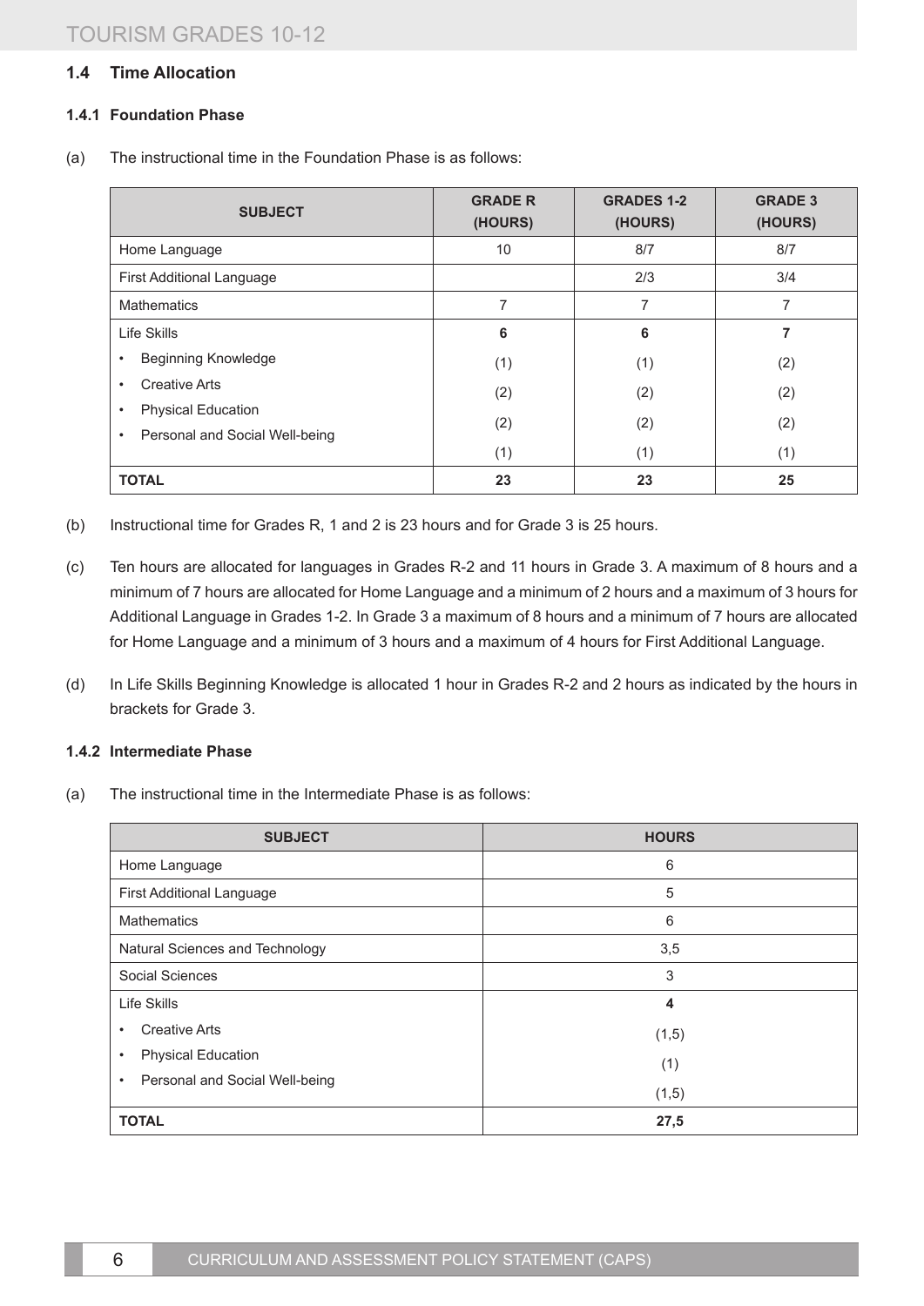### 1.4 Time Allocation

#### 1.4.1 Foundation Phase

(a) The instructional time in the Foundation Phase is as follows:

| SUBJECT | GRADE R (HOURS) | GRADES 1-2 (HOURS) | GRADE 3 (HOURS) |
|---|---|---|---|
| Home Language | 10 | 8/7 | 8/7 |
| First Additional Language | | 2/3 | 3/4 |
| Mathematics | 7 | 7 | 7 |
| Life Skills | **6** | **6** | **7** |
| • Beginning Knowledge | (1) | (1) | (2) |
| • Creative Arts | (2) | (2) | (2) |
| • Physical Education | (2) | (2) | (2) |
| • Personal and Social Well-being | (1) | (1) | (1) |
| **TOTAL** | **23** | **23** | **25** |

(b) Instructional time for Grades R, 1 and 2 is 23 hours and for Grade 3 is 25 hours.

(c) Ten hours are allocated for languages in Grades R-2 and 11 hours in Grade 3. A maximum of 8 hours and a minimum of 7 hours are allocated for Home Language and a minimum of 2 hours and a maximum of 3 hours for Additional Language in Grades 1-2. In Grade 3 a maximum of 8 hours and a minimum of 7 hours are allocated for Home Language and a minimum of 3 hours and a maximum of 4 hours for First Additional Language.

(d) In Life Skills Beginning Knowledge is allocated 1 hour in Grades R-2 and 2 hours as indicated by the hours in brackets for Grade 3.

#### 1.4.2 Intermediate Phase

(a) The instructional time in the Intermediate Phase is as follows:

| SUBJECT | HOURS |
|---|---|
| Home Language | 6 |
| First Additional Language | 5 |
| Mathematics | 6 |
| Natural Sciences and Technology | 3,5 |
| Social Sciences | 3 |
| Life Skills | **4** |
| • Creative Arts | (1,5) |
| • Physical Education | (1) |
| • Personal and Social Well-being | (1,5) |
| **TOTAL** | **27,5** |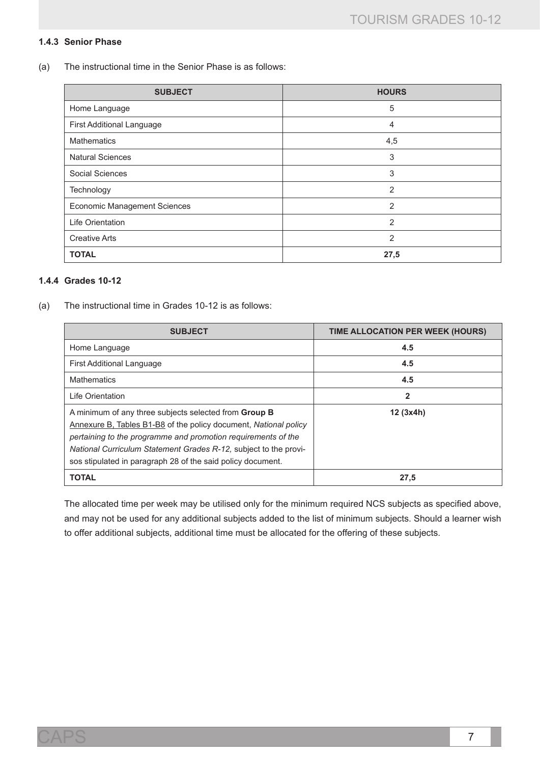### 1.4.3 Senior Phase

(a) The instructional time in the Senior Phase is as follows:

| SUBJECT | HOURS |
|---|---|
| Home Language | 5 |
| First Additional Language | 4 |
| Mathematics | 4,5 |
| Natural Sciences | 3 |
| Social Sciences | 3 |
| Technology | 2 |
| Economic Management Sciences | 2 |
| Life Orientation | 2 |
| Creative Arts | 2 |
| **TOTAL** | **27,5** |

### 1.4.4 Grades 10-12

(a) The instructional time in Grades 10-12 is as follows:

| SUBJECT | TIME ALLOCATION PER WEEK (HOURS) |
|---|---|
| Home Language | **4.5** |
| First Additional Language | **4.5** |
| Mathematics | **4.5** |
| Life Orientation | **2** |
| A minimum of any three subjects selected from **Group B** Annexure B, Tables B1-B8 of the policy document, *National policy pertaining to the programme and promotion requirements of the National Curriculum Statement Grades R-12,* subject to the provisos stipulated in paragraph 28 of the said policy document. | **12 (3x4h)** |
| **TOTAL** | **27,5** |

The allocated time per week may be utilised only for the minimum required NCS subjects as specified above, and may not be used for any additional subjects added to the list of minimum subjects. Should a learner wish to offer additional subjects, additional time must be allocated for the offering of these subjects.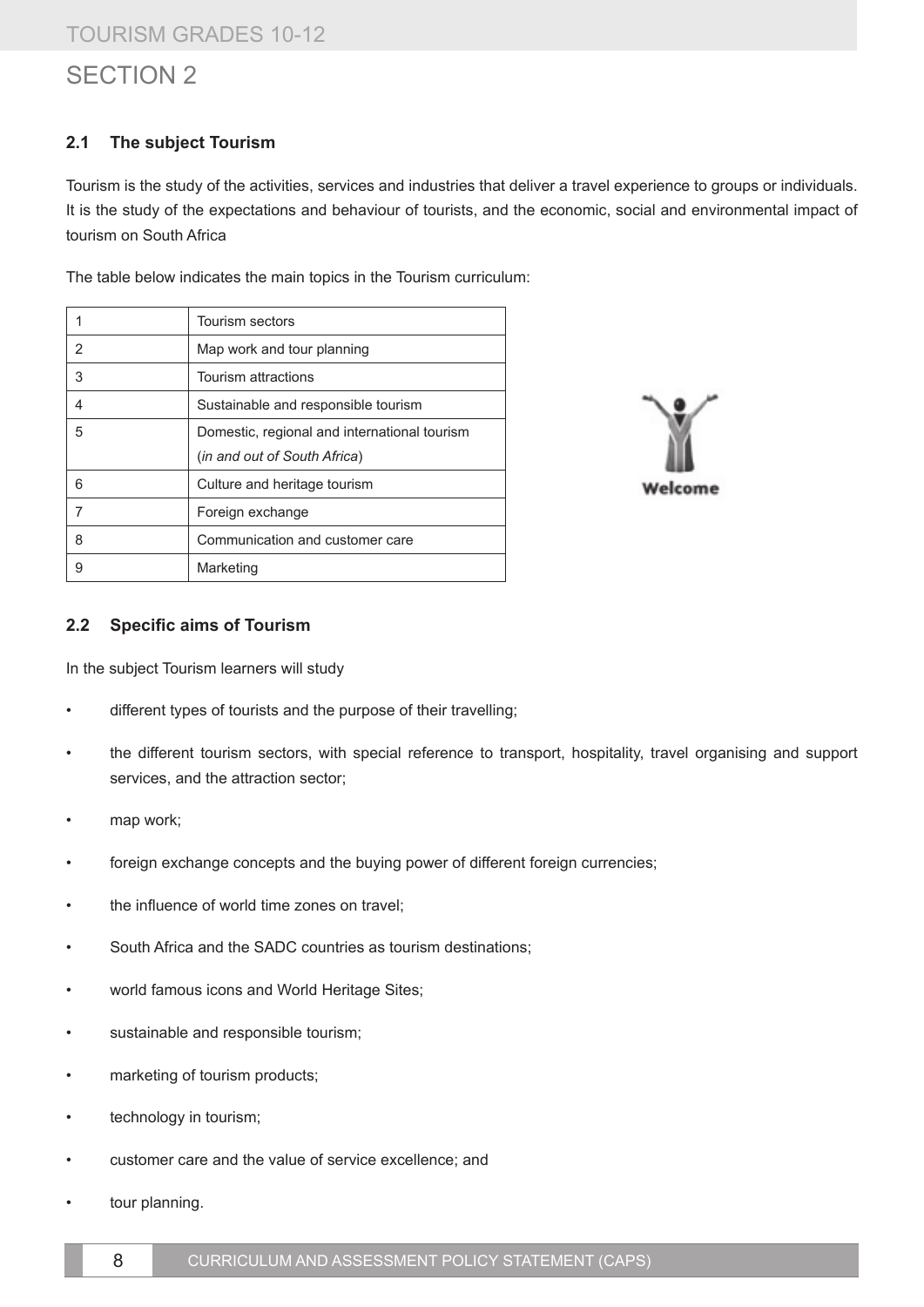# SECTION 2

### 2.1 The subject Tourism

Tourism is the study of the activities, services and industries that deliver a travel experience to groups or individuals. It is the study of the expectations and behaviour of tourists, and the economic, social and environmental impact of tourism on South Africa

The table below indicates the main topics in the Tourism curriculum:

| | |
|---|---|
| 1 | Tourism sectors |
| 2 | Map work and tour planning |
| 3 | Tourism attractions |
| 4 | Sustainable and responsible tourism |
| 5 | Domestic, regional and international tourism (*in and out of South Africa*) |
| 6 | Culture and heritage tourism |
| 7 | Foreign exchange |
| 8 | Communication and customer care |
| 9 | Marketing |

### 2.2 Specific aims of Tourism

In the subject Tourism learners will study

- different types of tourists and the purpose of their travelling;
- the different tourism sectors, with special reference to transport, hospitality, travel organising and support services, and the attraction sector;
- map work;
- foreign exchange concepts and the buying power of different foreign currencies;
- the influence of world time zones on travel;
- South Africa and the SADC countries as tourism destinations;
- world famous icons and World Heritage Sites;
- sustainable and responsible tourism;
- marketing of tourism products;
- technology in tourism;
- customer care and the value of service excellence; and
- tour planning.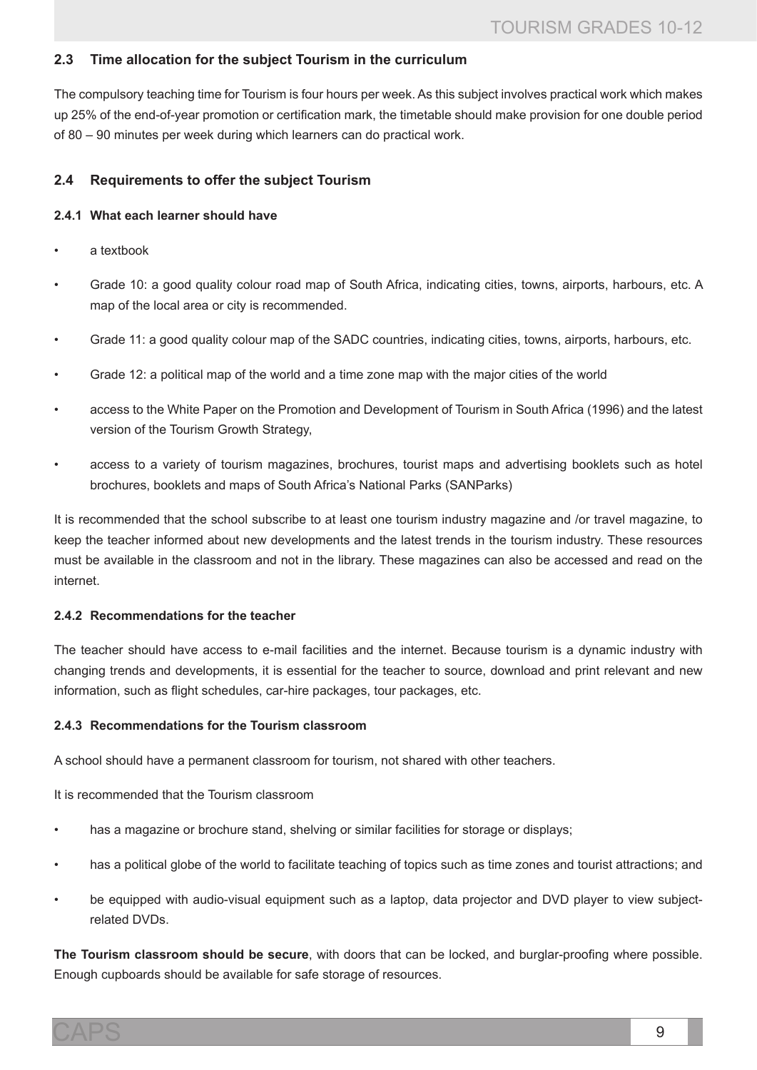## 2.3 Time allocation for the subject Tourism in the curriculum

The compulsory teaching time for Tourism is four hours per week. As this subject involves practical work which makes up 25% of the end-of-year promotion or certification mark, the timetable should make provision for one double period of 80 – 90 minutes per week during which learners can do practical work.

## 2.4 Requirements to offer the subject Tourism

### 2.4.1 What each learner should have

- a textbook
- Grade 10: a good quality colour road map of South Africa, indicating cities, towns, airports, harbours, etc. A map of the local area or city is recommended.
- Grade 11: a good quality colour map of the SADC countries, indicating cities, towns, airports, harbours, etc.
- Grade 12: a political map of the world and a time zone map with the major cities of the world
- access to the White Paper on the Promotion and Development of Tourism in South Africa (1996) and the latest version of the Tourism Growth Strategy,
- access to a variety of tourism magazines, brochures, tourist maps and advertising booklets such as hotel brochures, booklets and maps of South Africa's National Parks (SANParks)

It is recommended that the school subscribe to at least one tourism industry magazine and /or travel magazine, to keep the teacher informed about new developments and the latest trends in the tourism industry. These resources must be available in the classroom and not in the library. These magazines can also be accessed and read on the internet.

### 2.4.2 Recommendations for the teacher

The teacher should have access to e-mail facilities and the internet. Because tourism is a dynamic industry with changing trends and developments, it is essential for the teacher to source, download and print relevant and new information, such as flight schedules, car-hire packages, tour packages, etc.

### 2.4.3 Recommendations for the Tourism classroom

A school should have a permanent classroom for tourism, not shared with other teachers.

It is recommended that the Tourism classroom

- has a magazine or brochure stand, shelving or similar facilities for storage or displays;
- has a political globe of the world to facilitate teaching of topics such as time zones and tourist attractions; and
- be equipped with audio-visual equipment such as a laptop, data projector and DVD player to view subject-related DVDs.

**The Tourism classroom should be secure**, with doors that can be locked, and burglar-proofing where possible. Enough cupboards should be available for safe storage of resources.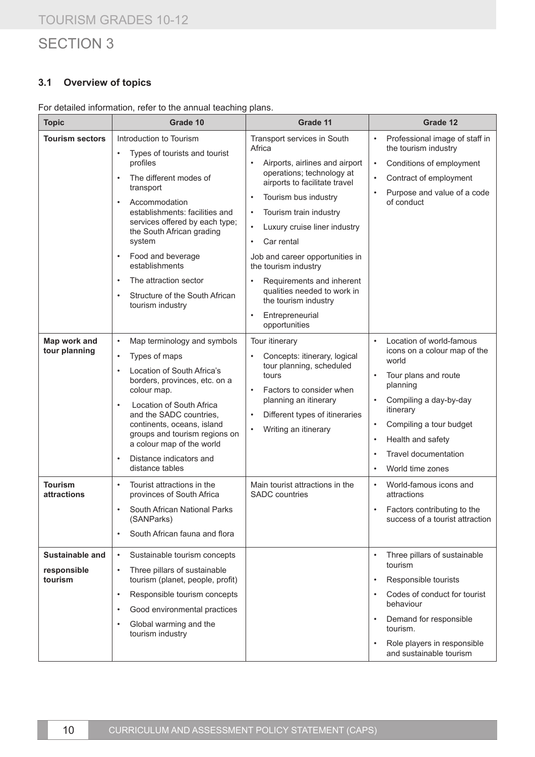# SECTION 3

### 3.1 Overview of topics

For detailed information, refer to the annual teaching plans.

| Topic | Grade 10 | Grade 11 | Grade 12 |
|---|---|---|---|
| **Tourism sectors** | Introduction to Tourism<br>• Types of tourists and tourist profiles<br>• The different modes of transport<br>• Accommodation establishments: facilities and services offered by each type; the South African grading system<br>• Food and beverage establishments<br>• The attraction sector<br>• Structure of the South African tourism industry | Transport services in South Africa<br>• Airports, airlines and airport operations; technology at airports to facilitate travel<br>• Tourism bus industry<br>• Tourism train industry<br>• Luxury cruise liner industry<br>• Car rental<br>Job and career opportunities in the tourism industry<br>• Requirements and inherent qualities needed to work in the tourism industry<br>• Entrepreneurial opportunities | • Professional image of staff in the tourism industry<br>• Conditions of employment<br>• Contract of employment<br>• Purpose and value of a code of conduct |
| **Map work and tour planning** | • Map terminology and symbols<br>• Types of maps<br>• Location of South Africa's borders, provinces, etc. on a colour map.<br>• Location of South Africa and the SADC countries, continents, oceans, island groups and tourism regions on a colour map of the world<br>• Distance indicators and distance tables | Tour itinerary<br>• Concepts: itinerary, logical tour planning, scheduled tours<br>• Factors to consider when planning an itinerary<br>• Different types of itineraries<br>• Writing an itinerary | • Location of world-famous icons on a colour map of the world<br>• Tour plans and route planning<br>• Compiling a day-by-day itinerary<br>• Compiling a tour budget<br>• Health and safety<br>• Travel documentation<br>• World time zones |
| **Tourism attractions** | • Tourist attractions in the provinces of South Africa<br>• South African National Parks (SANParks)<br>• South African fauna and flora | Main tourist attractions in the SADC countries | • World-famous icons and attractions<br>• Factors contributing to the success of a tourist attraction |
| **Sustainable and responsible tourism** | • Sustainable tourism concepts<br>• Three pillars of sustainable tourism (planet, people, profit)<br>• Responsible tourism concepts<br>• Good environmental practices<br>• Global warming and the tourism industry | | • Three pillars of sustainable tourism<br>• Responsible tourists<br>• Codes of conduct for tourist behaviour<br>• Demand for responsible tourism.<br>• Role players in responsible and sustainable tourism |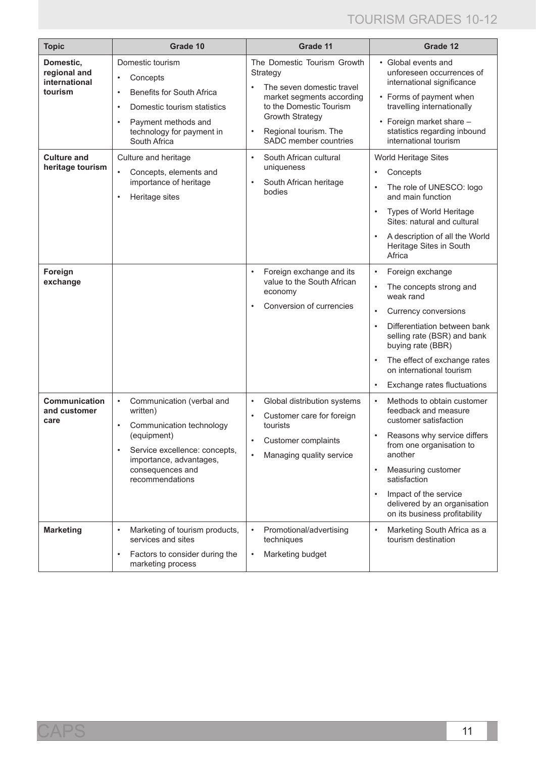| Topic | Grade 10 | Grade 11 | Grade 12 |
|---|---|---|---|
| **Domestic, regional and international tourism** | Domestic tourism<br>• Concepts<br>• Benefits for South Africa<br>• Domestic tourism statistics<br>• Payment methods and technology for payment in South Africa | The Domestic Tourism Growth Strategy<br>• The seven domestic travel market segments according to the Domestic Tourism Growth Strategy<br>• Regional tourism. The SADC member countries | • Global events and unforeseen occurrences of international significance<br>• Forms of payment when travelling internationally<br>• Foreign market share – statistics regarding inbound international tourism |
| **Culture and heritage tourism** | Culture and heritage<br>• Concepts, elements and importance of heritage<br>• Heritage sites | • South African cultural uniqueness<br>• South African heritage bodies | World Heritage Sites<br>• Concepts<br>• The role of UNESCO: logo and main function<br>• Types of World Heritage Sites: natural and cultural<br>• A description of all the World Heritage Sites in South Africa |
| **Foreign exchange** | | • Foreign exchange and its value to the South African economy<br>• Conversion of currencies | • Foreign exchange<br>• The concepts strong and weak rand<br>• Currency conversions<br>• Differentiation between bank selling rate (BSR) and bank buying rate (BBR)<br>• The effect of exchange rates on international tourism<br>• Exchange rates fluctuations |
| **Communication and customer care** | • Communication (verbal and written)<br>• Communication technology (equipment)<br>• Service excellence: concepts, importance, advantages, consequences and recommendations | • Global distribution systems<br>• Customer care for foreign tourists<br>• Customer complaints<br>• Managing quality service | • Methods to obtain customer feedback and measure customer satisfaction<br>• Reasons why service differs from one organisation to another<br>• Measuring customer satisfaction<br>• Impact of the service delivered by an organisation on its business profitability |
| **Marketing** | • Marketing of tourism products, services and sites<br>• Factors to consider during the marketing process | • Promotional/advertising techniques<br>• Marketing budget | • Marketing South Africa as a tourism destination |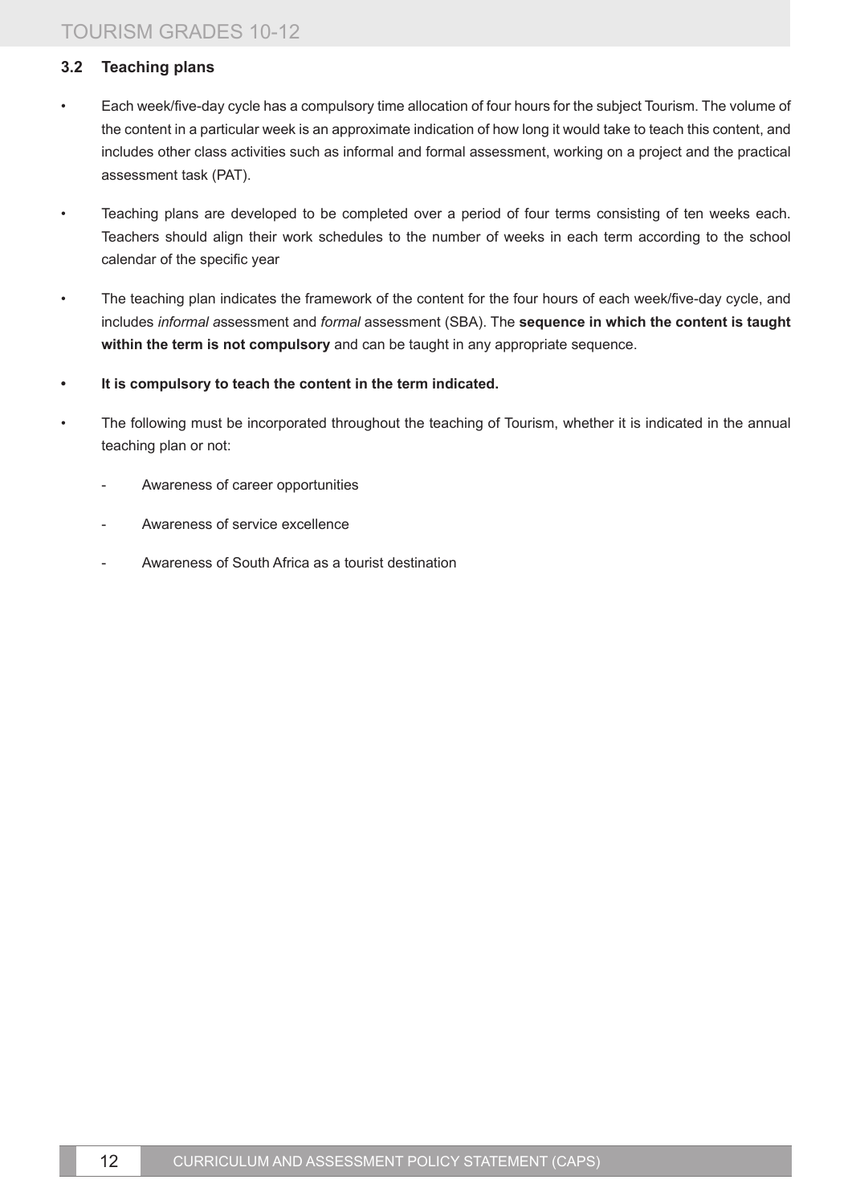### 3.2 Teaching plans

- Each week/five-day cycle has a compulsory time allocation of four hours for the subject Tourism. The volume of the content in a particular week is an approximate indication of how long it would take to teach this content, and includes other class activities such as informal and formal assessment, working on a project and the practical assessment task (PAT).
- Teaching plans are developed to be completed over a period of four terms consisting of ten weeks each. Teachers should align their work schedules to the number of weeks in each term according to the school calendar of the specific year
- The teaching plan indicates the framework of the content for the four hours of each week/five-day cycle, and includes *informal a*ssessment and *formal* assessment (SBA). The **sequence in which the content is taught within the term is not compulsory** and can be taught in any appropriate sequence.
- **It is compulsory to teach the content in the term indicated.**
- The following must be incorporated throughout the teaching of Tourism, whether it is indicated in the annual teaching plan or not:
  - Awareness of career opportunities
  - Awareness of service excellence
  - Awareness of South Africa as a tourist destination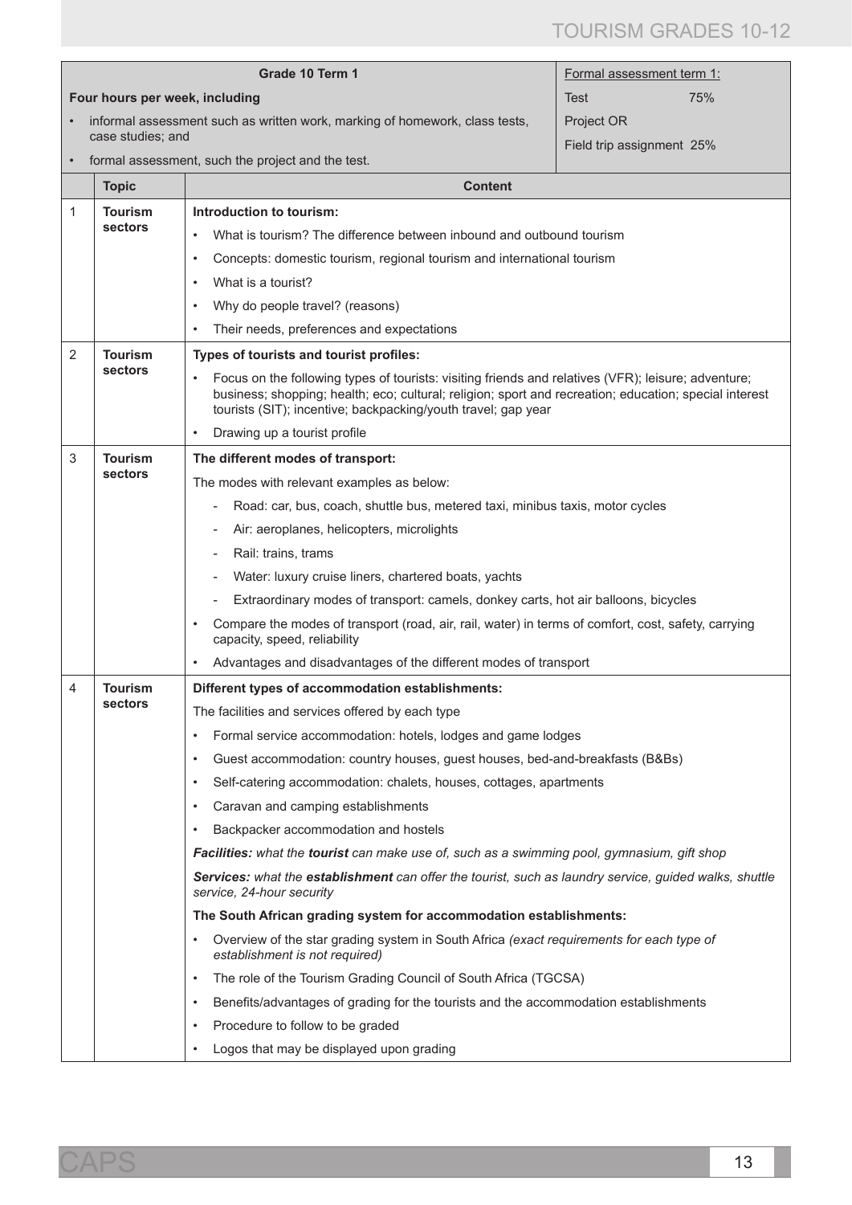| Grade 10 Term 1 | | | Formal assessment term 1: |
|---|---|---|---|
| Four hours per week, including<br>• informal assessment such as written work, marking of homework, class tests, case studies; and<br>• formal assessment, such the project and the test. | | | Test 75%<br>Project OR<br>Field trip assignment 25% |
| | **Topic** | **Content** | |
| 1 | **Tourism sectors** | **Introduction to tourism:**<br>• What is tourism? The difference between inbound and outbound tourism<br>• Concepts: domestic tourism, regional tourism and international tourism<br>• What is a tourist?<br>• Why do people travel? (reasons)<br>• Their needs, preferences and expectations | |
| 2 | **Tourism sectors** | **Types of tourists and tourist profiles:**<br>• Focus on the following types of tourists: visiting friends and relatives (VFR); leisure; adventure; business; shopping; health; eco; cultural; religion; sport and recreation; education; special interest tourists (SIT); incentive; backpacking/youth travel; gap year<br>• Drawing up a tourist profile | |
| 3 | **Tourism sectors** | **The different modes of transport:**<br>The modes with relevant examples as below:<br>- Road: car, bus, coach, shuttle bus, metered taxi, minibus taxis, motor cycles<br>- Air: aeroplanes, helicopters, microlights<br>- Rail: trains, trams<br>- Water: luxury cruise liners, chartered boats, yachts<br>- Extraordinary modes of transport: camels, donkey carts, hot air balloons, bicycles<br>• Compare the modes of transport (road, air, rail, water) in terms of comfort, cost, safety, carrying capacity, speed, reliability<br>• Advantages and disadvantages of the different modes of transport | |
| 4 | **Tourism sectors** | **Different types of accommodation establishments:**<br>The facilities and services offered by each type<br>• Formal service accommodation: hotels, lodges and game lodges<br>• Guest accommodation: country houses, guest houses, bed-and-breakfasts (B&Bs)<br>• Self-catering accommodation: chalets, houses, cottages, apartments<br>• Caravan and camping establishments<br>• Backpacker accommodation and hostels<br>***Facilities:*** *what the* ***tourist*** *can make use of, such as a swimming pool, gymnasium, gift shop*<br>***Services:*** *what the* ***establishment*** *can offer the tourist, such as laundry service, guided walks, shuttle service, 24-hour security*<br>**The South African grading system for accommodation establishments:**<br>• Overview of the star grading system in South Africa *(exact requirements for each type of establishment is not required)*<br>• The role of the Tourism Grading Council of South Africa (TGCSA)<br>• Benefits/advantages of grading for the tourists and the accommodation establishments<br>• Procedure to follow to be graded<br>• Logos that may be displayed upon grading | |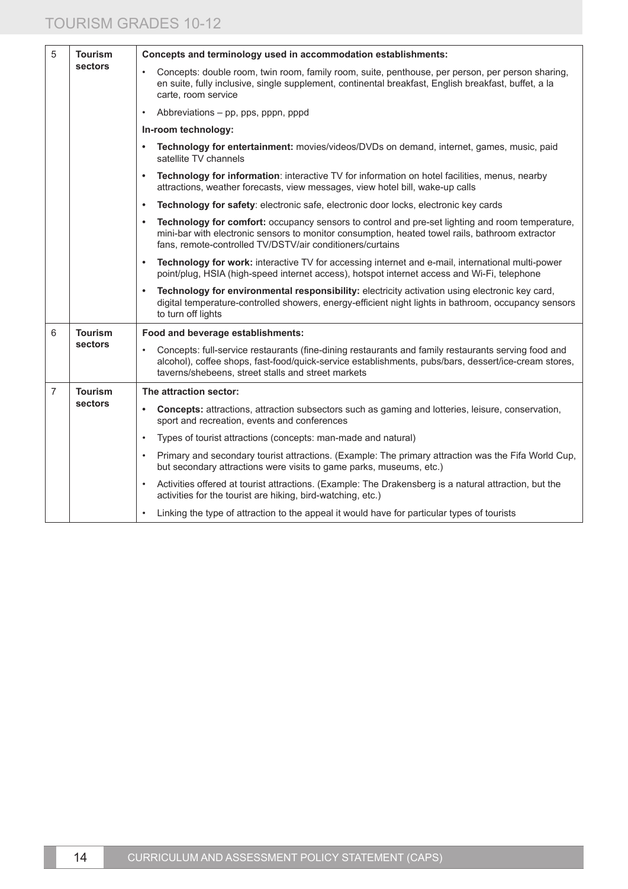| | | |
|---|---|---|
| 5 | **Tourism sectors** | **Concepts and terminology used in accommodation establishments:**<br>• Concepts: double room, twin room, family room, suite, penthouse, per person, per person sharing, en suite, fully inclusive, single supplement, continental breakfast, English breakfast, buffet, a la carte, room service<br>• Abbreviations – pp, pps, pppn, pppd<br>**In-room technology:**<br>• **Technology for entertainment:** movies/videos/DVDs on demand, internet, games, music, paid satellite TV channels<br>• **Technology for information**: interactive TV for information on hotel facilities, menus, nearby attractions, weather forecasts, view messages, view hotel bill, wake-up calls<br>• **Technology for safety**: electronic safe, electronic door locks, electronic key cards<br>• **Technology for comfort:** occupancy sensors to control and pre-set lighting and room temperature, mini-bar with electronic sensors to monitor consumption, heated towel rails, bathroom extractor fans, remote-controlled TV/DSTV/air conditioners/curtains<br>• **Technology for work:** interactive TV for accessing internet and e-mail, international multi-power point/plug, HSIA (high-speed internet access), hotspot internet access and Wi-Fi, telephone<br>• **Technology for environmental responsibility:** electricity activation using electronic key card, digital temperature-controlled showers, energy-efficient night lights in bathroom, occupancy sensors to turn off lights |
| 6 | **Tourism sectors** | **Food and beverage establishments:**<br>• Concepts: full-service restaurants (fine-dining restaurants and family restaurants serving food and alcohol), coffee shops, fast-food/quick-service establishments, pubs/bars, dessert/ice-cream stores, taverns/shebeens, street stalls and street markets |
| 7 | **Tourism sectors** | **The attraction sector:**<br>• **Concepts:** attractions, attraction subsectors such as gaming and lotteries, leisure, conservation, sport and recreation, events and conferences<br>• Types of tourist attractions (concepts: man-made and natural)<br>• Primary and secondary tourist attractions. (Example: The primary attraction was the Fifa World Cup, but secondary attractions were visits to game parks, museums, etc.)<br>• Activities offered at tourist attractions. (Example: The Drakensberg is a natural attraction, but the activities for the tourist are hiking, bird-watching, etc.)<br>• Linking the type of attraction to the appeal it would have for particular types of tourists |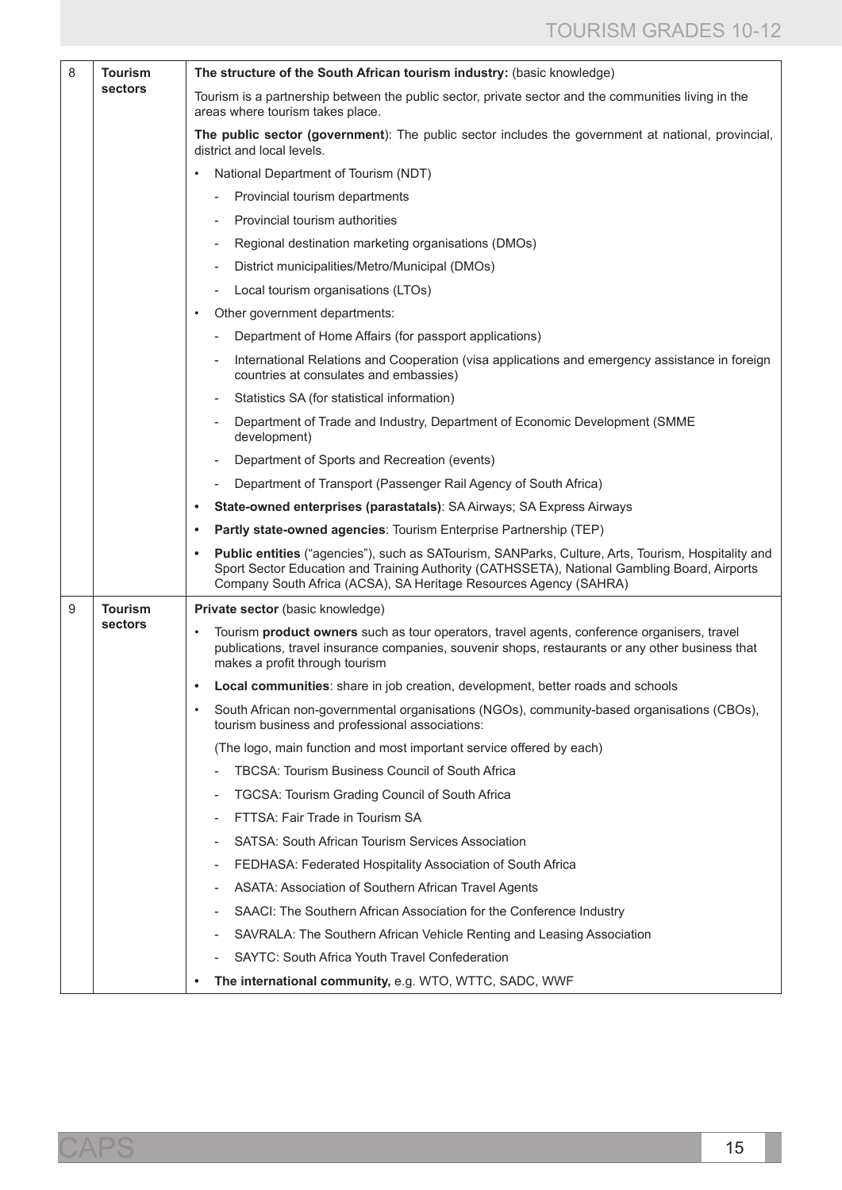| | | |
|---|---|---|
| 8 | **Tourism sectors** | **The structure of the South African tourism industry:** (basic knowledge)<br><br>Tourism is a partnership between the public sector, private sector and the communities living in the areas where tourism takes place.<br><br>**The public sector (government)**: The public sector includes the government at national, provincial, district and local levels.<br><br>• National Department of Tourism (NDT)<br>- Provincial tourism departments<br>- Provincial tourism authorities<br>- Regional destination marketing organisations (DMOs)<br>- District municipalities/Metro/Municipal (DMOs)<br>- Local tourism organisations (LTOs)<br><br>• Other government departments:<br>- Department of Home Affairs (for passport applications)<br>- International Relations and Cooperation (visa applications and emergency assistance in foreign countries at consulates and embassies)<br>- Statistics SA (for statistical information)<br>- Department of Trade and Industry, Department of Economic Development (SMME development)<br>- Department of Sports and Recreation (events)<br>- Department of Transport (Passenger Rail Agency of South Africa)<br><br>• **State-owned enterprises (parastatals)**: SA Airways; SA Express Airways<br>• **Partly state-owned agencies**: Tourism Enterprise Partnership (TEP)<br>• **Public entities** ("agencies"), such as SATourism, SANParks, Culture, Arts, Tourism, Hospitality and Sport Sector Education and Training Authority (CATHSSETA), National Gambling Board, Airports Company South Africa (ACSA), SA Heritage Resources Agency (SAHRA) |
| 9 | **Tourism sectors** | **Private sector** (basic knowledge)<br><br>• Tourism **product owners** such as tour operators, travel agents, conference organisers, travel publications, travel insurance companies, souvenir shops, restaurants or any other business that makes a profit through tourism<br>• **Local communities**: share in job creation, development, better roads and schools<br>• South African non-governmental organisations (NGOs), community-based organisations (CBOs), tourism business and professional associations:<br><br>(The logo, main function and most important service offered by each)<br>- TBCSA: Tourism Business Council of South Africa<br>- TGCSA: Tourism Grading Council of South Africa<br>- FTTSA: Fair Trade in Tourism SA<br>- SATSA: South African Tourism Services Association<br>- FEDHASA: Federated Hospitality Association of South Africa<br>- ASATA: Association of Southern African Travel Agents<br>- SAACI: The Southern African Association for the Conference Industry<br>- SAVRALA: The Southern African Vehicle Renting and Leasing Association<br>- SAYTC: South Africa Youth Travel Confederation<br><br>• **The international community,** e.g. WTO, WTTC, SADC, WWF |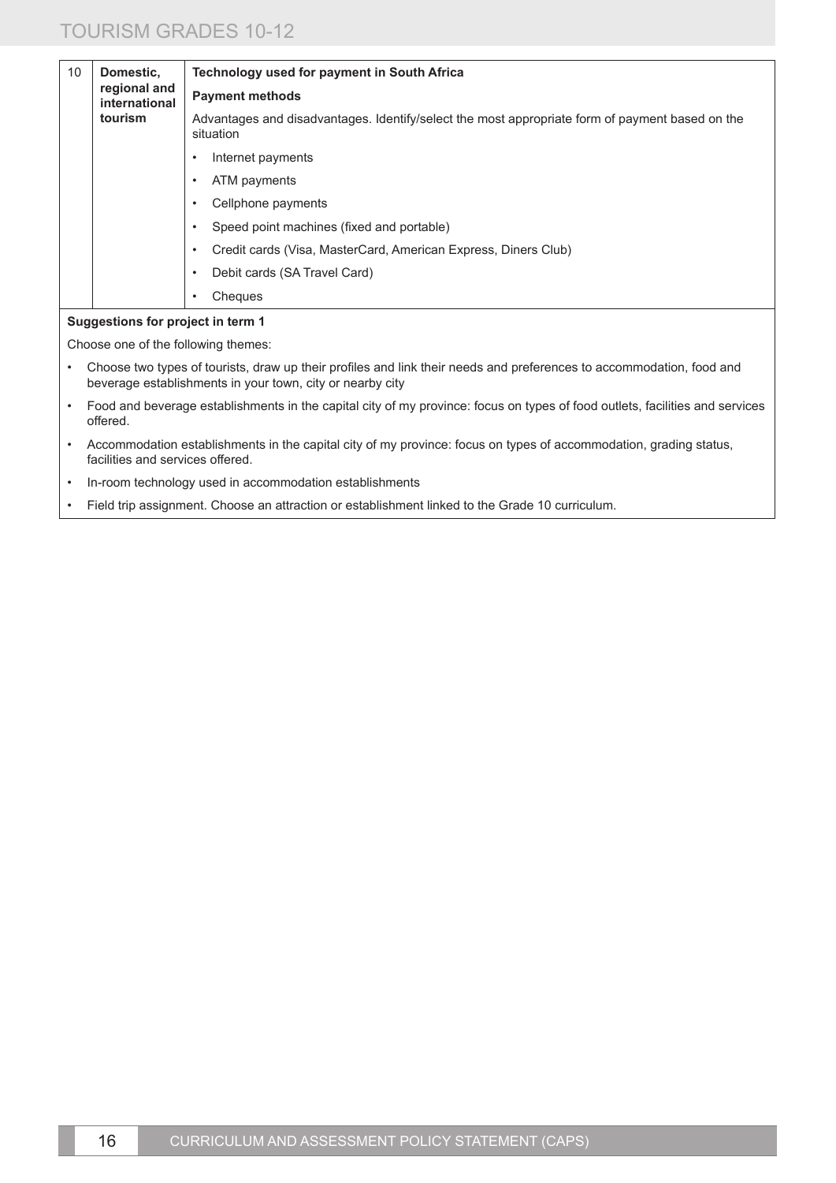| | | |
|---|---|---|
| 10 | **Domestic, regional and international tourism** | **Technology used for payment in South Africa**<br><br>**Payment methods**<br><br>Advantages and disadvantages. Identify/select the most appropriate form of payment based on the situation<br><br>• Internet payments<br>• ATM payments<br>• Cellphone payments<br>• Speed point machines (fixed and portable)<br>• Credit cards (Visa, MasterCard, American Express, Diners Club)<br>• Debit cards (SA Travel Card)<br>• Cheques |

**Suggestions for project in term 1**

Choose one of the following themes:

- Choose two types of tourists, draw up their profiles and link their needs and preferences to accommodation, food and beverage establishments in your town, city or nearby city
- Food and beverage establishments in the capital city of my province: focus on types of food outlets, facilities and services offered.
- Accommodation establishments in the capital city of my province: focus on types of accommodation, grading status, facilities and services offered.
- In-room technology used in accommodation establishments
- Field trip assignment. Choose an attraction or establishment linked to the Grade 10 curriculum.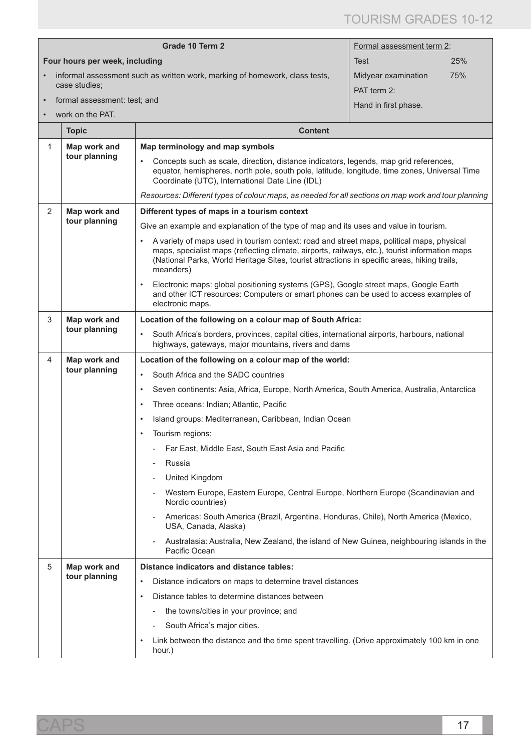| | Grade 10 Term 2 | | Formal assessment term 2: | |
|---|---|---|---|---|
| | **Four hours per week, including**<br>• informal assessment such as written work, marking of homework, class tests, case studies;<br>• formal assessment: test; and<br>• work on the PAT. | | Test<br>Midyear examination<br>PAT term 2:<br>Hand in first phase. | 25%<br>75% |
| | **Topic** | **Content** | | |
| 1 | **Map work and tour planning** | **Map terminology and map symbols**<br>• Concepts such as scale, direction, distance indicators, legends, map grid references, equator, hemispheres, north pole, south pole, latitude, longitude, time zones, Universal Time Coordinate (UTC), International Date Line (IDL)<br>*Resources: Different types of colour maps, as needed for all sections on map work and tour planning* | | |
| 2 | **Map work and tour planning** | **Different types of maps in a tourism context**<br>Give an example and explanation of the type of map and its uses and value in tourism.<br>• A variety of maps used in tourism context: road and street maps, political maps, physical maps, specialist maps (reflecting climate, airports, railways, etc.), tourist information maps (National Parks, World Heritage Sites, tourist attractions in specific areas, hiking trails, meanders)<br>• Electronic maps: global positioning systems (GPS), Google street maps, Google Earth and other ICT resources: Computers or smart phones can be used to access examples of electronic maps. | | |
| 3 | **Map work and tour planning** | **Location of the following on a colour map of South Africa:**<br>• South Africa's borders, provinces, capital cities, international airports, harbours, national highways, gateways, major mountains, rivers and dams | | |
| 4 | **Map work and tour planning** | **Location of the following on a colour map of the world:**<br>• South Africa and the SADC countries<br>• Seven continents: Asia, Africa, Europe, North America, South America, Australia, Antarctica<br>• Three oceans: Indian; Atlantic, Pacific<br>• Island groups: Mediterranean, Caribbean, Indian Ocean<br>• Tourism regions:<br>- Far East, Middle East, South East Asia and Pacific<br>- Russia<br>- United Kingdom<br>- Western Europe, Eastern Europe, Central Europe, Northern Europe (Scandinavian and Nordic countries)<br>- Americas: South America (Brazil, Argentina, Honduras, Chile), North America (Mexico, USA, Canada, Alaska)<br>- Australasia: Australia, New Zealand, the island of New Guinea, neighbouring islands in the Pacific Ocean | | |
| 5 | **Map work and tour planning** | **Distance indicators and distance tables:**<br>• Distance indicators on maps to determine travel distances<br>• Distance tables to determine distances between<br>- the towns/cities in your province; and<br>- South Africa's major cities.<br>• Link between the distance and the time spent travelling. (Drive approximately 100 km in one hour.) | | |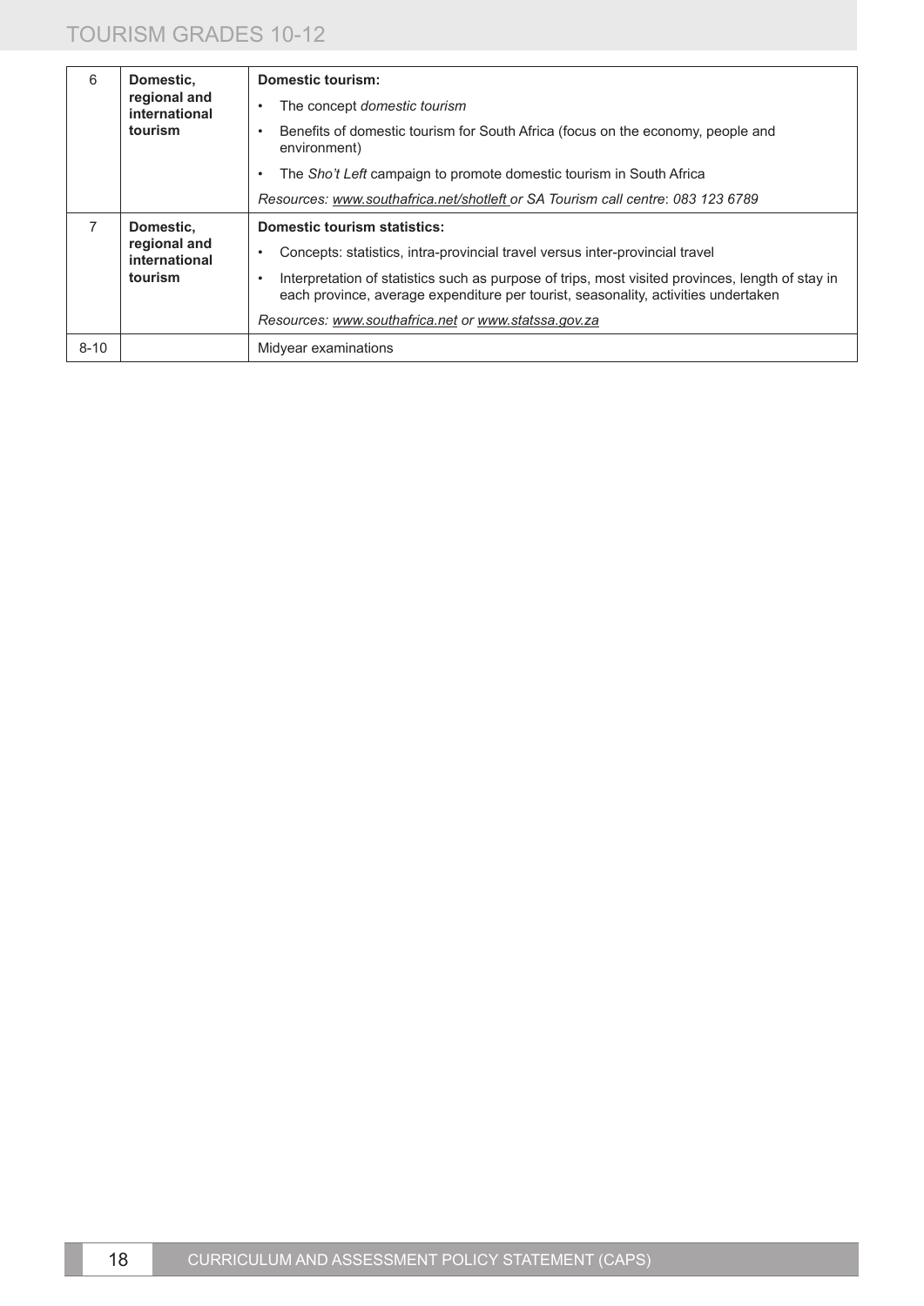| 6 | **Domestic, regional and international tourism** | **Domestic tourism:**<br>• The concept *domestic tourism*<br>• Benefits of domestic tourism for South Africa (focus on the economy, people and environment)<br>• The *Sho't Left* campaign to promote domestic tourism in South Africa<br>*Resources: www.southafrica.net/shotleft or SA Tourism call centre: 083 123 6789* |
|---|---|---|
| 7 | **Domestic, regional and international tourism** | **Domestic tourism statistics:**<br>• Concepts: statistics, intra-provincial travel versus inter-provincial travel<br>• Interpretation of statistics such as purpose of trips, most visited provinces, length of stay in each province, average expenditure per tourist, seasonality, activities undertaken<br>*Resources: www.southafrica.net or www.statssa.gov.za* |
| 8-10 | | Midyear examinations |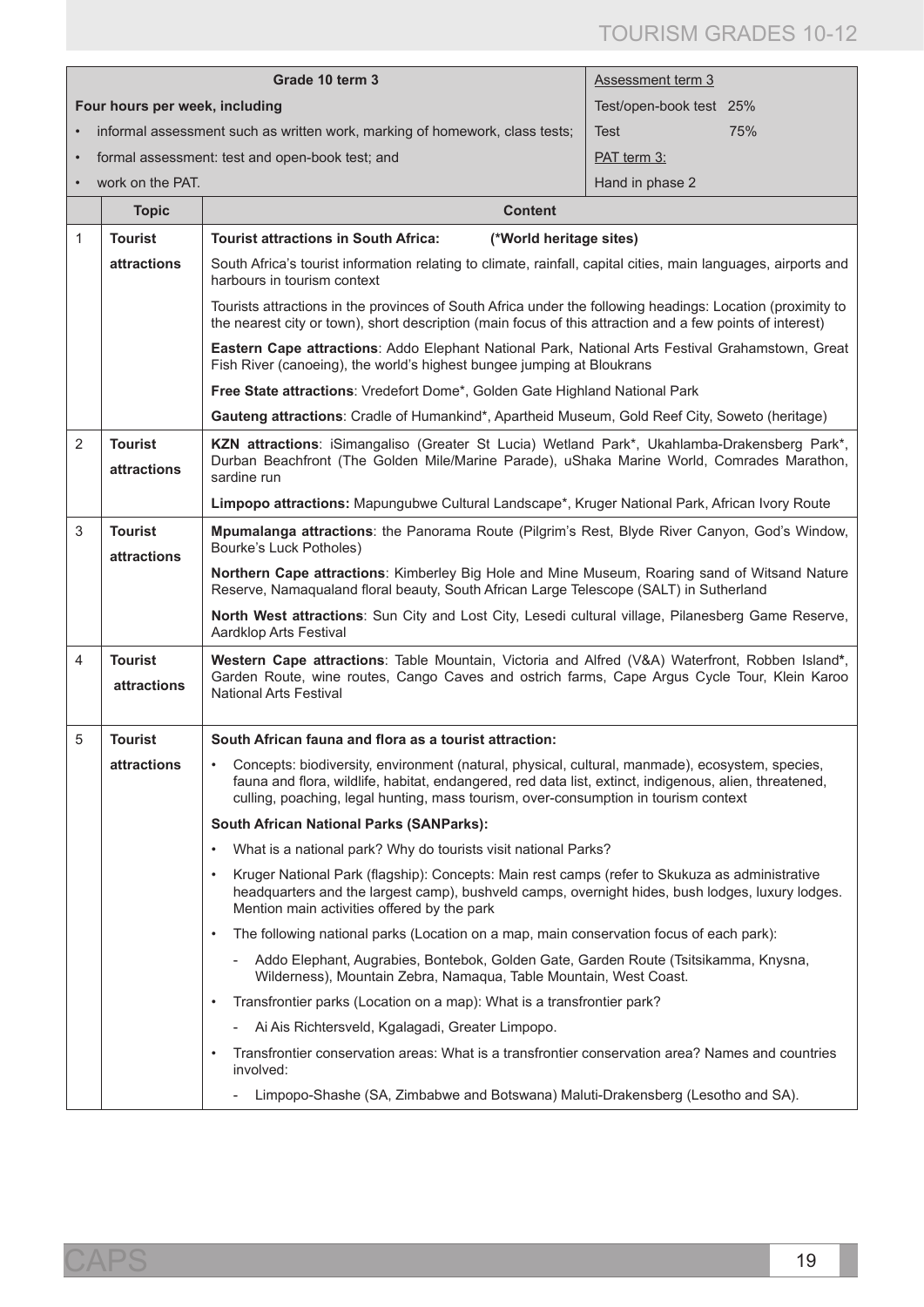| Grade 10 term 3 | | Assessment term 3 |
|---|---|---|
| **Four hours per week, including** | | Test/open-book test 25% |
| • informal assessment such as written work, marking of homework, class tests; | | Test 75% |
| • formal assessment: test and open-book test; and | | PAT term 3: |
| • work on the PAT. | | Hand in phase 2 |

| | Topic | Content |
|---|---|---|
| 1 | **Tourist attractions** | **Tourist attractions in South Africa: (*World heritage sites)** |
| | | South Africa's tourist information relating to climate, rainfall, capital cities, main languages, airports and harbours in tourism context |
| | | Tourists attractions in the provinces of South Africa under the following headings: Location (proximity to the nearest city or town), short description (main focus of this attraction and a few points of interest) |
| | | **Eastern Cape attractions**: Addo Elephant National Park, National Arts Festival Grahamstown, Great Fish River (canoeing), the world's highest bungee jumping at Bloukrans |
| | | **Free State attractions**: Vredefort Dome*, Golden Gate Highland National Park |
| | | **Gauteng attractions**: Cradle of Humankind*, Apartheid Museum, Gold Reef City, Soweto (heritage) |
| 2 | **Tourist attractions** | **KZN attractions**: iSimangaliso (Greater St Lucia) Wetland Park*, Ukahlamba-Drakensberg Park*, Durban Beachfront (The Golden Mile/Marine Parade), uShaka Marine World, Comrades Marathon, sardine run |
| | | **Limpopo attractions:** Mapungubwe Cultural Landscape*, Kruger National Park, African Ivory Route |
| 3 | **Tourist attractions** | **Mpumalanga attractions**: the Panorama Route (Pilgrim's Rest, Blyde River Canyon, God's Window, Bourke's Luck Potholes) |
| | | **Northern Cape attractions**: Kimberley Big Hole and Mine Museum, Roaring sand of Witsand Nature Reserve, Namaqualand floral beauty, South African Large Telescope (SALT) in Sutherland |
| | | **North West attractions**: Sun City and Lost City, Lesedi cultural village, Pilanesberg Game Reserve, Aardklop Arts Festival |
| 4 | **Tourist attractions** | **Western Cape attractions**: Table Mountain, Victoria and Alfred (V&A) Waterfront, Robben Island*, Garden Route, wine routes, Cango Caves and ostrich farms, Cape Argus Cycle Tour, Klein Karoo National Arts Festival |
| 5 | **Tourist attractions** | **South African fauna and flora as a tourist attraction:** |
| | | • Concepts: biodiversity, environment (natural, physical, cultural, manmade), ecosystem, species, fauna and flora, wildlife, habitat, endangered, red data list, extinct, indigenous, alien, threatened, culling, poaching, legal hunting, mass tourism, over-consumption in tourism context |
| | | **South African National Parks (SANParks):** |
| | | • What is a national park? Why do tourists visit national Parks? |
| | | • Kruger National Park (flagship): Concepts: Main rest camps (refer to Skukuza as administrative headquarters and the largest camp), bushveld camps, overnight hides, bush lodges, luxury lodges. Mention main activities offered by the park |
| | | • The following national parks (Location on a map, main conservation focus of each park): |
| | | - Addo Elephant, Augrabies, Bontebok, Golden Gate, Garden Route (Tsitsikamma, Knysna, Wilderness), Mountain Zebra, Namaqua, Table Mountain, West Coast. |
| | | • Transfrontier parks (Location on a map): What is a transfrontier park? |
| | | - Ai Ais Richtersveld, Kgalagadi, Greater Limpopo. |
| | | • Transfrontier conservation areas: What is a transfrontier conservation area? Names and countries involved: |
| | | - Limpopo-Shashe (SA, Zimbabwe and Botswana) Maluti-Drakensberg (Lesotho and SA). |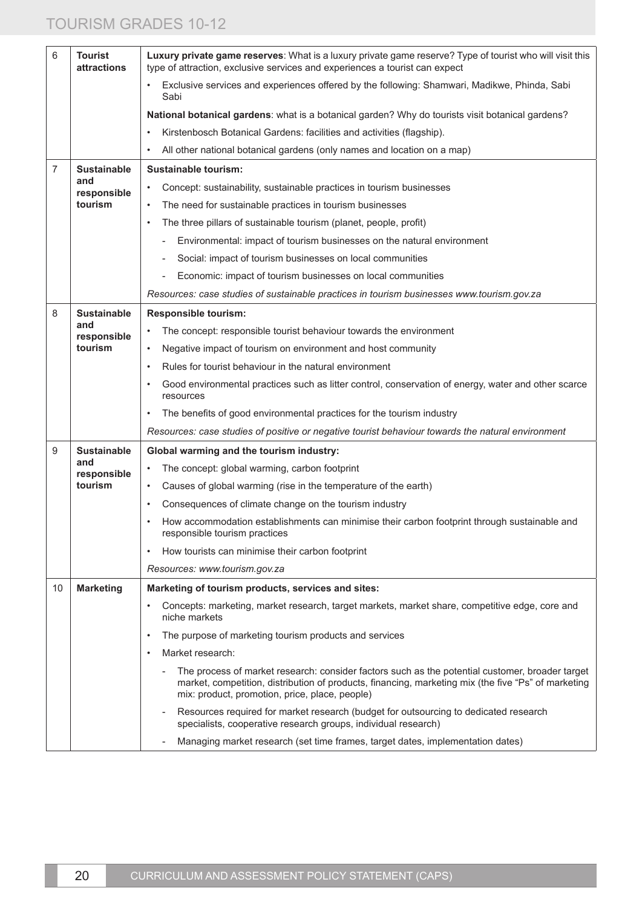| | | |
|---|---|---|
| 6 | **Tourist attractions** | **Luxury private game reserves**: What is a luxury private game reserve? Type of tourist who will visit this type of attraction, exclusive services and experiences a tourist can expect<br>• Exclusive services and experiences offered by the following: Shamwari, Madikwe, Phinda, Sabi Sabi<br>**National botanical gardens**: what is a botanical garden? Why do tourists visit botanical gardens?<br>• Kirstenbosch Botanical Gardens: facilities and activities (flagship).<br>• All other national botanical gardens (only names and location on a map) |
| 7 | **Sustainable and responsible tourism** | **Sustainable tourism:**<br>• Concept: sustainability, sustainable practices in tourism businesses<br>• The need for sustainable practices in tourism businesses<br>• The three pillars of sustainable tourism (planet, people, profit)<br>- Environmental: impact of tourism businesses on the natural environment<br>- Social: impact of tourism businesses on local communities<br>- Economic: impact of tourism businesses on local communities<br>*Resources: case studies of sustainable practices in tourism businesses www.tourism.gov.za* |
| 8 | **Sustainable and responsible tourism** | **Responsible tourism:**<br>• The concept: responsible tourist behaviour towards the environment<br>• Negative impact of tourism on environment and host community<br>• Rules for tourist behaviour in the natural environment<br>• Good environmental practices such as litter control, conservation of energy, water and other scarce resources<br>• The benefits of good environmental practices for the tourism industry<br>*Resources: case studies of positive or negative tourist behaviour towards the natural environment* |
| 9 | **Sustainable and responsible tourism** | **Global warming and the tourism industry:**<br>• The concept: global warming, carbon footprint<br>• Causes of global warming (rise in the temperature of the earth)<br>• Consequences of climate change on the tourism industry<br>• How accommodation establishments can minimise their carbon footprint through sustainable and responsible tourism practices<br>• How tourists can minimise their carbon footprint<br>*Resources: www.tourism.gov.za* |
| 10 | **Marketing** | **Marketing of tourism products, services and sites:**<br>• Concepts: marketing, market research, target markets, market share, competitive edge, core and niche markets<br>• The purpose of marketing tourism products and services<br>• Market research:<br>- The process of market research: consider factors such as the potential customer, broader target market, competition, distribution of products, financing, marketing mix (the five "Ps" of marketing mix: product, promotion, price, place, people)<br>- Resources required for market research (budget for outsourcing to dedicated research specialists, cooperative research groups, individual research)<br>- Managing market research (set time frames, target dates, implementation dates) |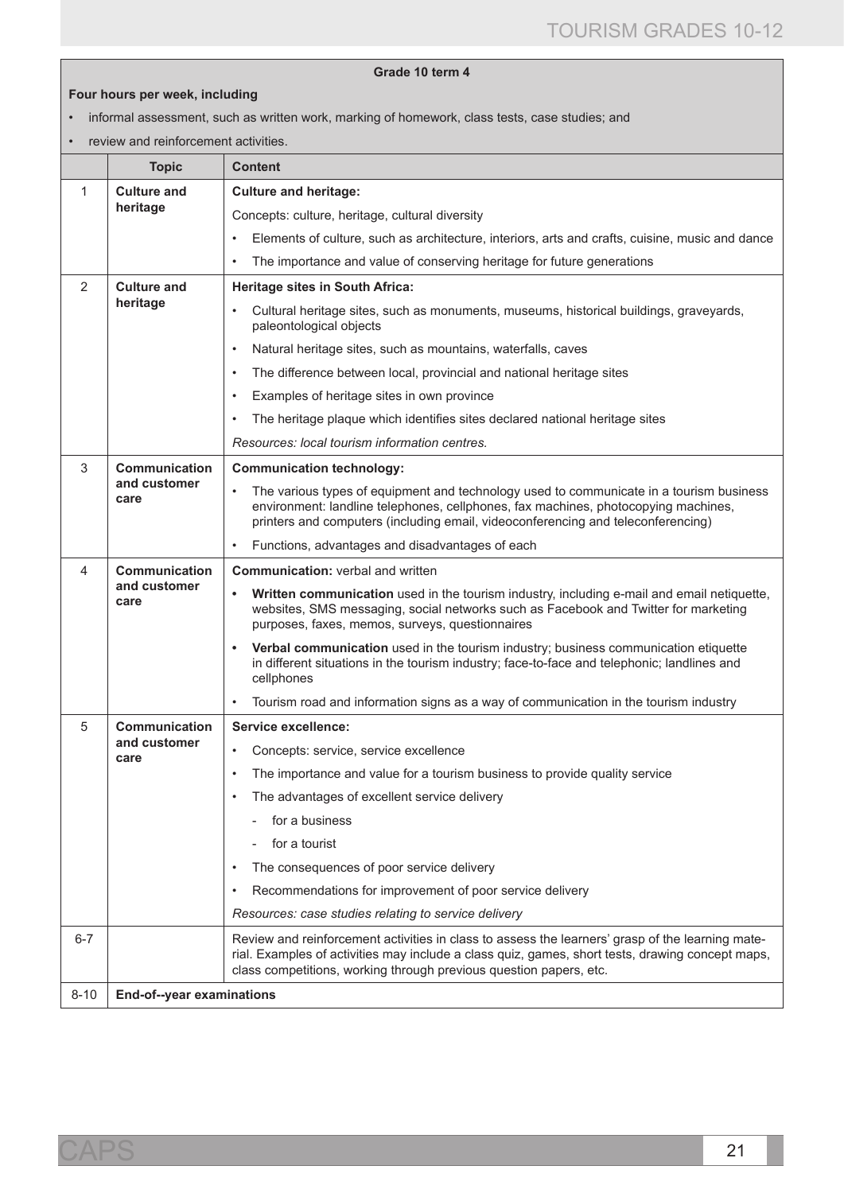| | | Grade 10 term 4 |
|---|---|---|
| **Four hours per week, including** <br> • informal assessment, such as written work, marking of homework, class tests, case studies; and <br> • review and reinforcement activities. | | |
| | **Topic** | **Content** |
| 1 | **Culture and heritage** | **Culture and heritage:** <br> Concepts: culture, heritage, cultural diversity <br> • Elements of culture, such as architecture, interiors, arts and crafts, cuisine, music and dance <br> • The importance and value of conserving heritage for future generations |
| 2 | **Culture and heritage** | **Heritage sites in South Africa:** <br> • Cultural heritage sites, such as monuments, museums, historical buildings, graveyards, paleontological objects <br> • Natural heritage sites, such as mountains, waterfalls, caves <br> • The difference between local, provincial and national heritage sites <br> • Examples of heritage sites in own province <br> • The heritage plaque which identifies sites declared national heritage sites <br> *Resources: local tourism information centres.* |
| 3 | **Communication and customer care** | **Communication technology:** <br> • The various types of equipment and technology used to communicate in a tourism business environment: landline telephones, cellphones, fax machines, photocopying machines, printers and computers (including email, videoconferencing and teleconferencing) <br> • Functions, advantages and disadvantages of each |
| 4 | **Communication and customer care** | **Communication:** verbal and written <br> • **Written communication** used in the tourism industry, including e-mail and email netiquette, websites, SMS messaging, social networks such as Facebook and Twitter for marketing purposes, faxes, memos, surveys, questionnaires <br> • **Verbal communication** used in the tourism industry; business communication etiquette in different situations in the tourism industry; face-to-face and telephonic; landlines and cellphones <br> • Tourism road and information signs as a way of communication in the tourism industry |
| 5 | **Communication and customer care** | **Service excellence:** <br> • Concepts: service, service excellence <br> • The importance and value for a tourism business to provide quality service <br> • The advantages of excellent service delivery <br> - for a business <br> - for a tourist <br> • The consequences of poor service delivery <br> • Recommendations for improvement of poor service delivery <br> *Resources: case studies relating to service delivery* |
| 6-7 | | Review and reinforcement activities in class to assess the learners' grasp of the learning material. Examples of activities may include a class quiz, games, short tests, drawing concept maps, class competitions, working through previous question papers, etc. |
| 8-10 | **End-of--year examinations** | |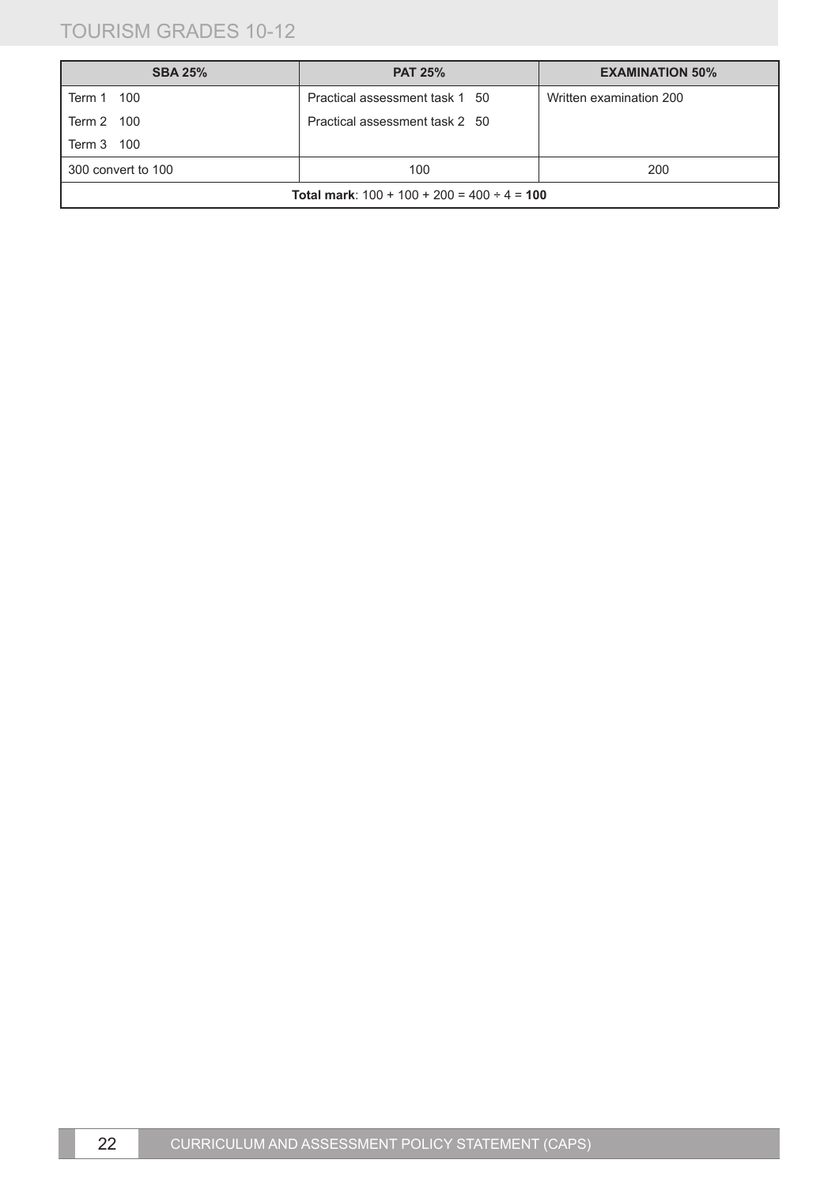| SBA 25% | PAT 25% | EXAMINATION 50% |
|---|---|---|
| Term 1 100<br>Term 2 100<br>Term 3 100 | Practical assessment task 1 50<br>Practical assessment task 2 50 | Written examination 200 |
| 300 convert to 100 | 100 | 200 |
| **Total mark**: 100 + 100 + 200 = 400 ÷ 4 = **100** | | |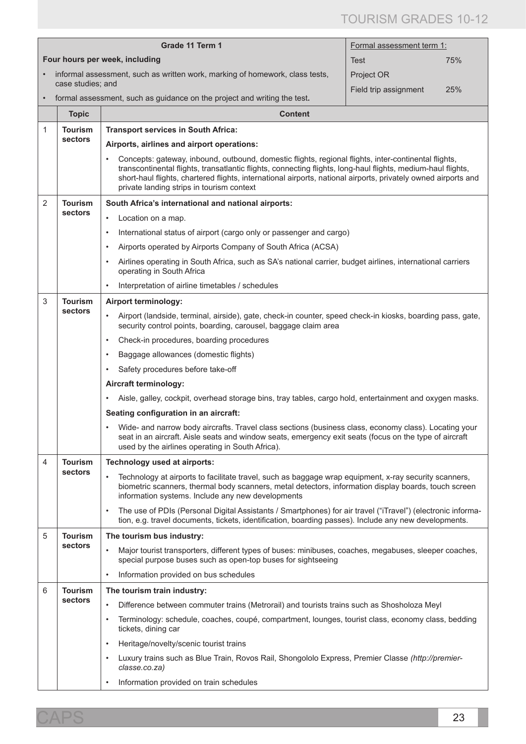| Grade 11 Term 1 | | | Formal assessment term 1: | |
|---|---|---|---|---|
| **Four hours per week, including**<br>• informal assessment, such as written work, marking of homework, class tests, case studies; and<br>• formal assessment, such as guidance on the project and writing the test. | | | Test | 75% |
| | | | Project OR<br>Field trip assignment | 25% |
| | **Topic** | **Content** | | |
| 1 | **Tourism sectors** | **Transport services in South Africa:**<br>**Airports, airlines and airport operations:**<br>• Concepts: gateway, inbound, outbound, domestic flights, regional flights, inter-continental flights, transcontinental flights, transatlantic flights, connecting flights, long-haul flights, medium-haul flights, short-haul flights, chartered flights, international airports, national airports, privately owned airports and private landing strips in tourism context | | |
| 2 | **Tourism sectors** | **South Africa's international and national airports:**<br>• Location on a map.<br>• International status of airport (cargo only or passenger and cargo)<br>• Airports operated by Airports Company of South Africa (ACSA)<br>• Airlines operating in South Africa, such as SA's national carrier, budget airlines, international carriers operating in South Africa<br>• Interpretation of airline timetables / schedules | | |
| 3 | **Tourism sectors** | **Airport terminology:**<br>• Airport (landside, terminal, airside), gate, check-in counter, speed check-in kiosks, boarding pass, gate, security control points, boarding, carousel, baggage claim area<br>• Check-in procedures, boarding procedures<br>• Baggage allowances (domestic flights)<br>• Safety procedures before take-off<br>**Aircraft terminology:**<br>• Aisle, galley, cockpit, overhead storage bins, tray tables, cargo hold, entertainment and oxygen masks.<br>**Seating configuration in an aircraft:**<br>• Wide- and narrow body aircrafts. Travel class sections (business class, economy class). Locating your seat in an aircraft. Aisle seats and window seats, emergency exit seats (focus on the type of aircraft used by the airlines operating in South Africa). | | |
| 4 | **Tourism sectors** | **Technology used at airports:**<br>• Technology at airports to facilitate travel, such as baggage wrap equipment, x-ray security scanners, biometric scanners, thermal body scanners, metal detectors, information display boards, touch screen information systems. Include any new developments<br>• The use of PDIs (Personal Digital Assistants / Smartphones) for air travel ("iTravel") (electronic information, e.g. travel documents, tickets, identification, boarding passes). Include any new developments. | | |
| 5 | **Tourism sectors** | **The tourism bus industry:**<br>• Major tourist transporters, different types of buses: minibuses, coaches, megabuses, sleeper coaches, special purpose buses such as open-top buses for sightseeing<br>• Information provided on bus schedules | | |
| 6 | **Tourism sectors** | **The tourism train industry:**<br>• Difference between commuter trains (Metrorail) and tourists trains such as Shosholoza Meyl<br>• Terminology: schedule, coaches, coupé, compartment, lounges, tourist class, economy class, bedding tickets, dining car<br>• Heritage/novelty/scenic tourist trains<br>• Luxury trains such as Blue Train, Rovos Rail, Shongololo Express, Premier Classe *(http://premier-classe.co.za)*<br>• Information provided on train schedules | | |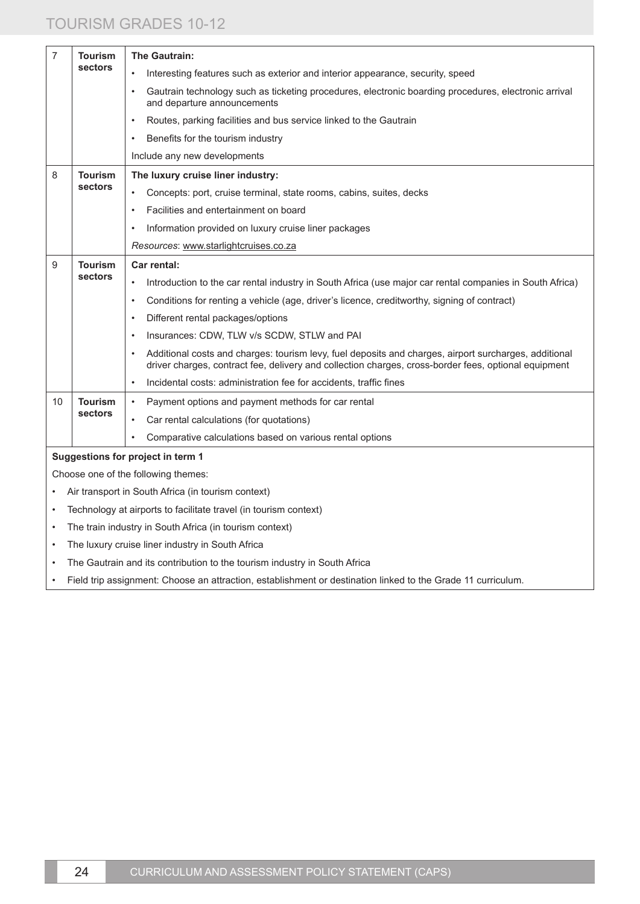| | | |
|---|---|---|
| 7 | **Tourism sectors** | **The Gautrain:**<br>• Interesting features such as exterior and interior appearance, security, speed<br>• Gautrain technology such as ticketing procedures, electronic boarding procedures, electronic arrival and departure announcements<br>• Routes, parking facilities and bus service linked to the Gautrain<br>• Benefits for the tourism industry<br>Include any new developments |
| 8 | **Tourism sectors** | **The luxury cruise liner industry:**<br>• Concepts: port, cruise terminal, state rooms, cabins, suites, decks<br>• Facilities and entertainment on board<br>• Information provided on luxury cruise liner packages<br>*Resources*: www.starlightcruises.co.za |
| 9 | **Tourism sectors** | **Car rental:**<br>• Introduction to the car rental industry in South Africa (use major car rental companies in South Africa)<br>• Conditions for renting a vehicle (age, driver's licence, creditworthy, signing of contract)<br>• Different rental packages/options<br>• Insurances: CDW, TLW v/s SCDW, STLW and PAI<br>• Additional costs and charges: tourism levy, fuel deposits and charges, airport surcharges, additional driver charges, contract fee, delivery and collection charges, cross-border fees, optional equipment<br>• Incidental costs: administration fee for accidents, traffic fines |
| 10 | **Tourism sectors** | • Payment options and payment methods for car rental<br>• Car rental calculations (for quotations)<br>• Comparative calculations based on various rental options |

**Suggestions for project in term 1**

Choose one of the following themes:

- Air transport in South Africa (in tourism context)
- Technology at airports to facilitate travel (in tourism context)
- The train industry in South Africa (in tourism context)
- The luxury cruise liner industry in South Africa
- The Gautrain and its contribution to the tourism industry in South Africa
- Field trip assignment: Choose an attraction, establishment or destination linked to the Grade 11 curriculum.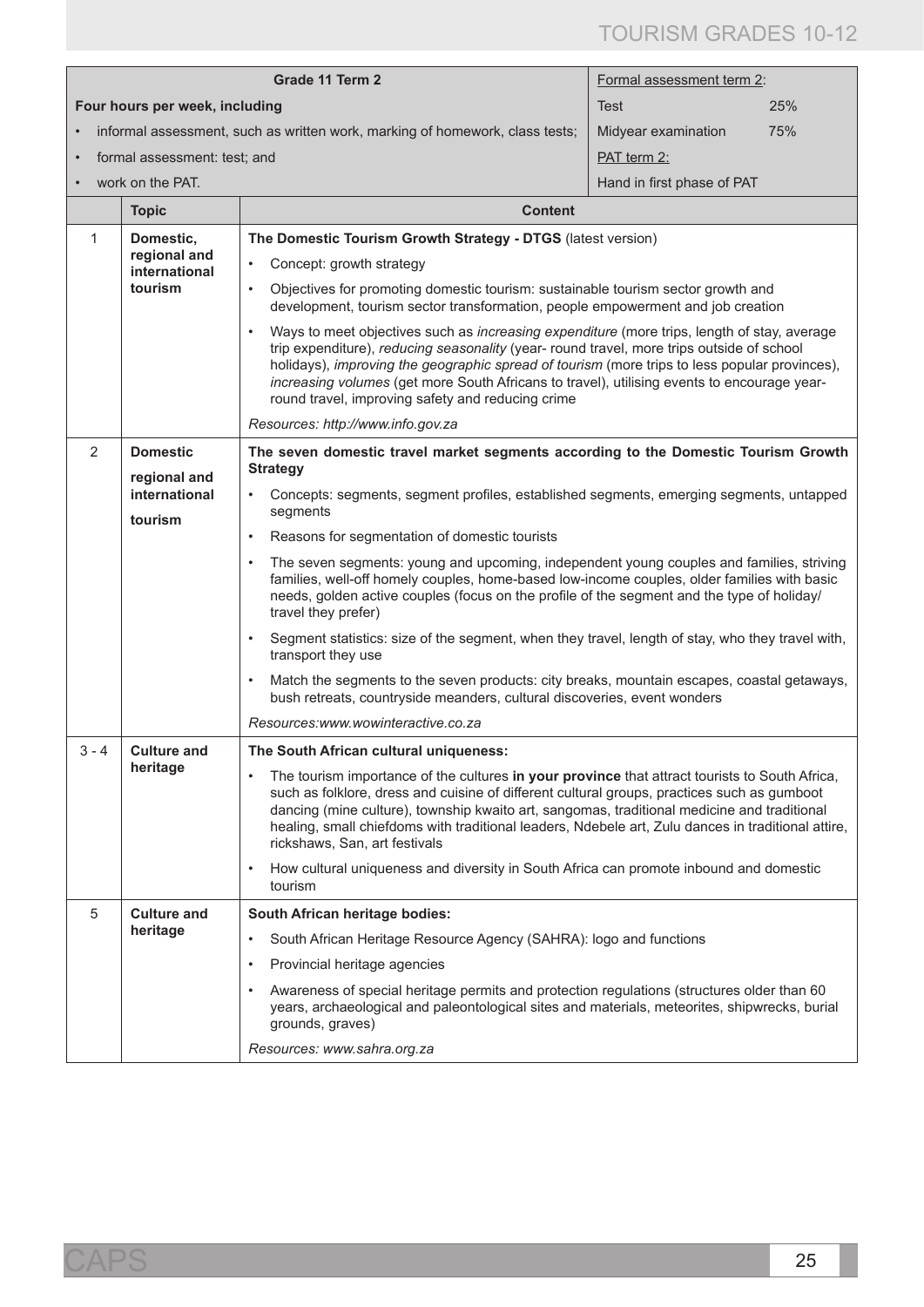| Grade 11 Term 2 | | Formal assessment term 2: | |
|---|---|---|---|
| **Four hours per week, including** | | Test | 25% |
| • informal assessment, such as written work, marking of homework, class tests; | | Midyear examination | 75% |
| • formal assessment: test; and | | PAT term 2: | |
| • work on the PAT. | | Hand in first phase of PAT | |

| | Topic | Content |
|---|---|---|
| 1 | **Domestic, regional and international tourism** | **The Domestic Tourism Growth Strategy - DTGS** (latest version)<br>• Concept: growth strategy<br>• Objectives for promoting domestic tourism: sustainable tourism sector growth and development, tourism sector transformation, people empowerment and job creation<br>• Ways to meet objectives such as *increasing expenditure* (more trips, length of stay, average trip expenditure), *reducing seasonality* (year- round travel, more trips outside of school holidays), *improving the geographic spread of tourism* (more trips to less popular provinces), *increasing volumes* (get more South Africans to travel), utilising events to encourage year-round travel, improving safety and reducing crime<br>*Resources: http://www.info.gov.za* |
| 2 | **Domestic regional and international tourism** | **The seven domestic travel market segments according to the Domestic Tourism Growth Strategy**<br>• Concepts: segments, segment profiles, established segments, emerging segments, untapped segments<br>• Reasons for segmentation of domestic tourists<br>• The seven segments: young and upcoming, independent young couples and families, striving families, well-off homely couples, home-based low-income couples, older families with basic needs, golden active couples (focus on the profile of the segment and the type of holiday/ travel they prefer)<br>• Segment statistics: size of the segment, when they travel, length of stay, who they travel with, transport they use<br>• Match the segments to the seven products: city breaks, mountain escapes, coastal getaways, bush retreats, countryside meanders, cultural discoveries, event wonders<br>*Resources:www.wowinteractive.co.za* |
| 3 - 4 | **Culture and heritage** | **The South African cultural uniqueness:**<br>• The tourism importance of the cultures **in your province** that attract tourists to South Africa, such as folklore, dress and cuisine of different cultural groups, practices such as gumboot dancing (mine culture), township kwaito art, sangomas, traditional medicine and traditional healing, small chiefdoms with traditional leaders, Ndebele art, Zulu dances in traditional attire, rickshaws, San, art festivals<br>• How cultural uniqueness and diversity in South Africa can promote inbound and domestic tourism |
| 5 | **Culture and heritage** | **South African heritage bodies:**<br>• South African Heritage Resource Agency (SAHRA): logo and functions<br>• Provincial heritage agencies<br>• Awareness of special heritage permits and protection regulations (structures older than 60 years, archaeological and paleontological sites and materials, meteorites, shipwrecks, burial grounds, graves)<br>*Resources: www.sahra.org.za* |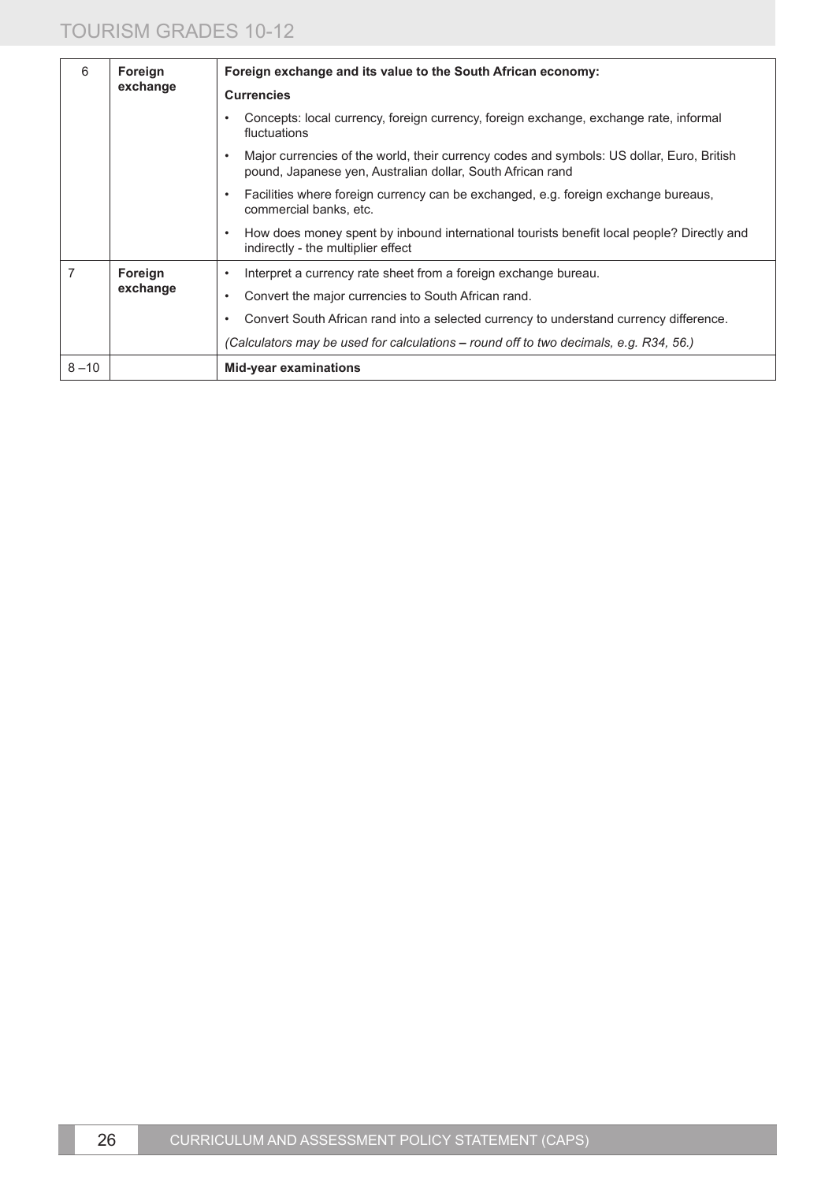| | | |
|---|---|---|
| 6 | **Foreign exchange** | **Foreign exchange and its value to the South African economy:**<br>**Currencies**<br>• Concepts: local currency, foreign currency, foreign exchange, exchange rate, informal fluctuations<br>• Major currencies of the world, their currency codes and symbols: US dollar, Euro, British pound, Japanese yen, Australian dollar, South African rand<br>• Facilities where foreign currency can be exchanged, e.g. foreign exchange bureaus, commercial banks, etc.<br>• How does money spent by inbound international tourists benefit local people? Directly and indirectly - the multiplier effect |
| 7 | **Foreign exchange** | • Interpret a currency rate sheet from a foreign exchange bureau.<br>• Convert the major currencies to South African rand.<br>• Convert South African rand into a selected currency to understand currency difference.<br>*(Calculators may be used for calculations – round off to two decimals, e.g. R34, 56.)* |
| 8 –10 | | **Mid-year examinations** |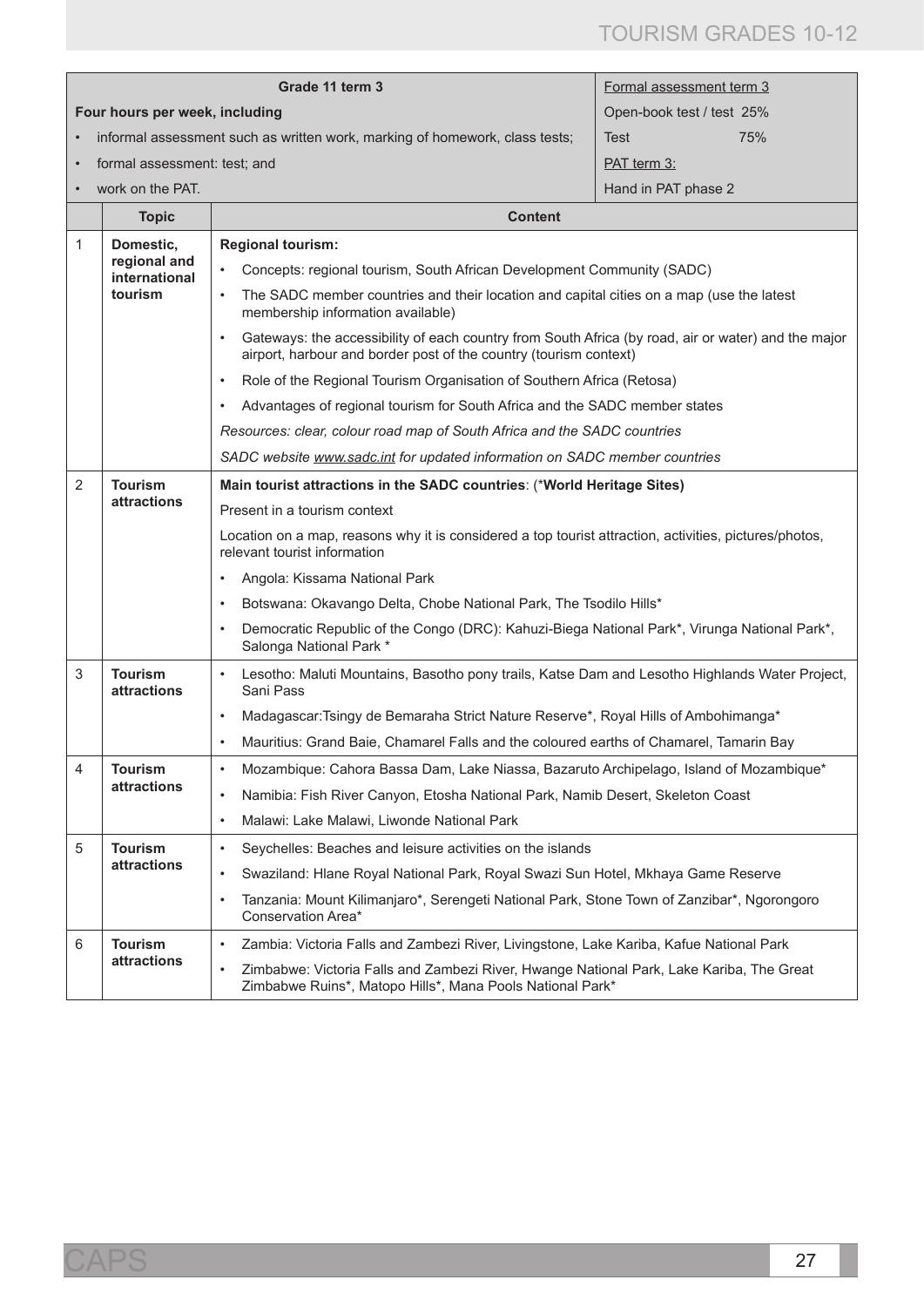| | Grade 11 term 3 | | Formal assessment term 3 |
|---|---|---|---|
| | **Four hours per week, including**<br>• informal assessment such as written work, marking of homework, class tests;<br>• formal assessment: test; and<br>• work on the PAT. | | Open-book test / test 25%<br>Test 75%<br>PAT term 3:<br>Hand in PAT phase 2 |
| | **Topic** | **Content** | |
| 1 | **Domestic, regional and international tourism** | **Regional tourism:**<br>• Concepts: regional tourism, South African Development Community (SADC)<br>• The SADC member countries and their location and capital cities on a map (use the latest membership information available)<br>• Gateways: the accessibility of each country from South Africa (by road, air or water) and the major airport, harbour and border post of the country (tourism context)<br>• Role of the Regional Tourism Organisation of Southern Africa (Retosa)<br>• Advantages of regional tourism for South Africa and the SADC member states<br>*Resources: clear, colour road map of South Africa and the SADC countries*<br>*SADC website www.sadc.int for updated information on SADC member countries* | |
| 2 | **Tourism attractions** | **Main tourist attractions in the SADC countries**: (***World Heritage Sites)**<br>Present in a tourism context<br>Location on a map, reasons why it is considered a top tourist attraction, activities, pictures/photos, relevant tourist information<br>• Angola: Kissama National Park<br>• Botswana: Okavango Delta, Chobe National Park, The Tsodilo Hills*<br>• Democratic Republic of the Congo (DRC): Kahuzi-Biega National Park*, Virunga National Park*, Salonga National Park * | |
| 3 | **Tourism attractions** | • Lesotho: Maluti Mountains, Basotho pony trails, Katse Dam and Lesotho Highlands Water Project, Sani Pass<br>• Madagascar:Tsingy de Bemaraha Strict Nature Reserve*, Royal Hills of Ambohimanga*<br>• Mauritius: Grand Baie, Chamarel Falls and the coloured earths of Chamarel, Tamarin Bay | |
| 4 | **Tourism attractions** | • Mozambique: Cahora Bassa Dam, Lake Niassa, Bazaruto Archipelago, Island of Mozambique*<br>• Namibia: Fish River Canyon, Etosha National Park, Namib Desert, Skeleton Coast<br>• Malawi: Lake Malawi, Liwonde National Park | |
| 5 | **Tourism attractions** | • Seychelles: Beaches and leisure activities on the islands<br>• Swaziland: Hlane Royal National Park, Royal Swazi Sun Hotel, Mkhaya Game Reserve<br>• Tanzania: Mount Kilimanjaro*, Serengeti National Park, Stone Town of Zanzibar*, Ngorongoro Conservation Area* | |
| 6 | **Tourism attractions** | • Zambia: Victoria Falls and Zambezi River, Livingstone, Lake Kariba, Kafue National Park<br>• Zimbabwe: Victoria Falls and Zambezi River, Hwange National Park, Lake Kariba, The Great Zimbabwe Ruins*, Matopo Hills*, Mana Pools National Park* | |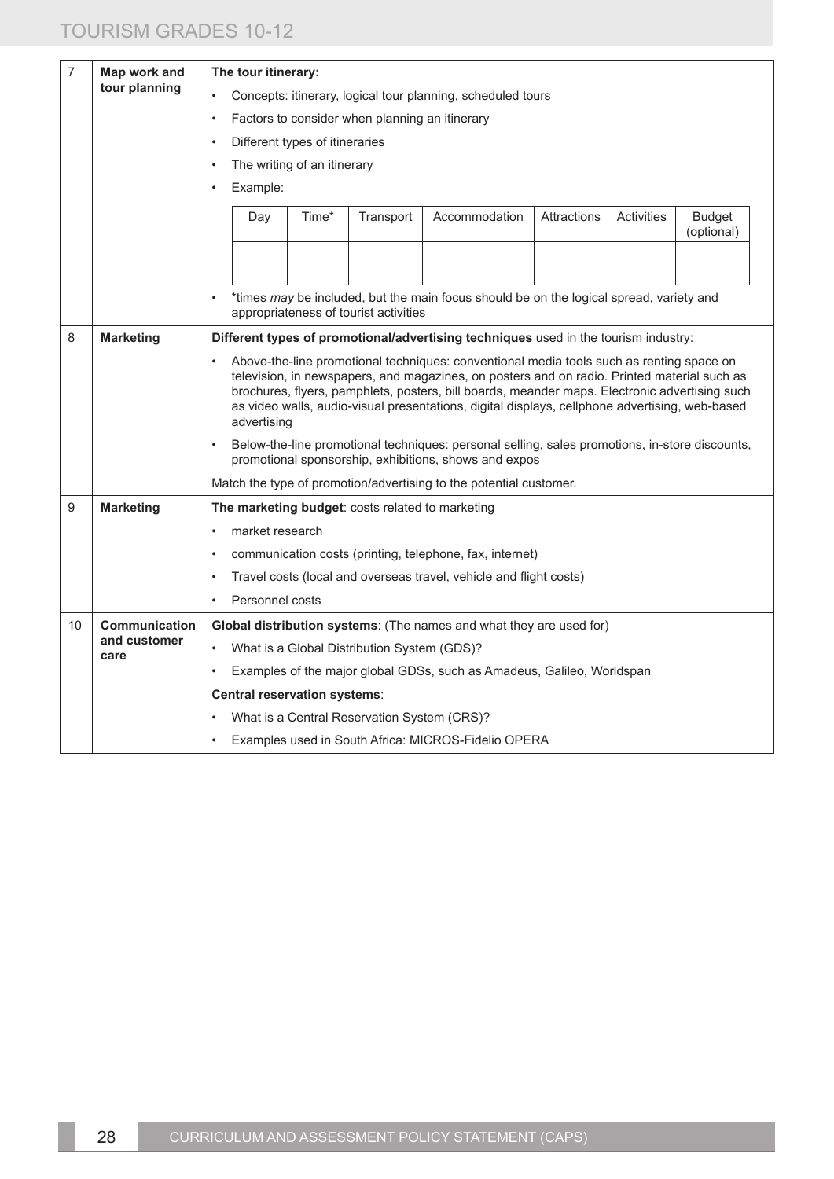| | | |
|---|---|---|
| 7 | **Map work and tour planning** | **The tour itinerary:**<br>• Concepts: itinerary, logical tour planning, scheduled tours<br>• Factors to consider when planning an itinerary<br>• Different types of itineraries<br>• The writing of an itinerary<br>• Example:<br><br>Day \| Time* \| Transport \| Accommodation \| Attractions \| Activities \| Budget (optional)<br><br>• *times *may* be included, but the main focus should be on the logical spread, variety and appropriateness of tourist activities |
| 8 | **Marketing** | **Different types of promotional/advertising techniques** used in the tourism industry:<br>• Above-the-line promotional techniques: conventional media tools such as renting space on television, in newspapers, and magazines, on posters and on radio. Printed material such as brochures, flyers, pamphlets, posters, bill boards, meander maps. Electronic advertising such as video walls, audio-visual presentations, digital displays, cellphone advertising, web-based advertising<br>• Below-the-line promotional techniques: personal selling, sales promotions, in-store discounts, promotional sponsorship, exhibitions, shows and expos<br><br>Match the type of promotion/advertising to the potential customer. |
| 9 | **Marketing** | **The marketing budget**: costs related to marketing<br>• market research<br>• communication costs (printing, telephone, fax, internet)<br>• Travel costs (local and overseas travel, vehicle and flight costs)<br>• Personnel costs |
| 10 | **Communication and customer care** | **Global distribution systems**: (The names and what they are used for)<br>• What is a Global Distribution System (GDS)?<br>• Examples of the major global GDSs, such as Amadeus, Galileo, Worldspan<br><br>**Central reservation systems**:<br>• What is a Central Reservation System (CRS)?<br>• Examples used in South Africa: MICROS-Fidelio OPERA |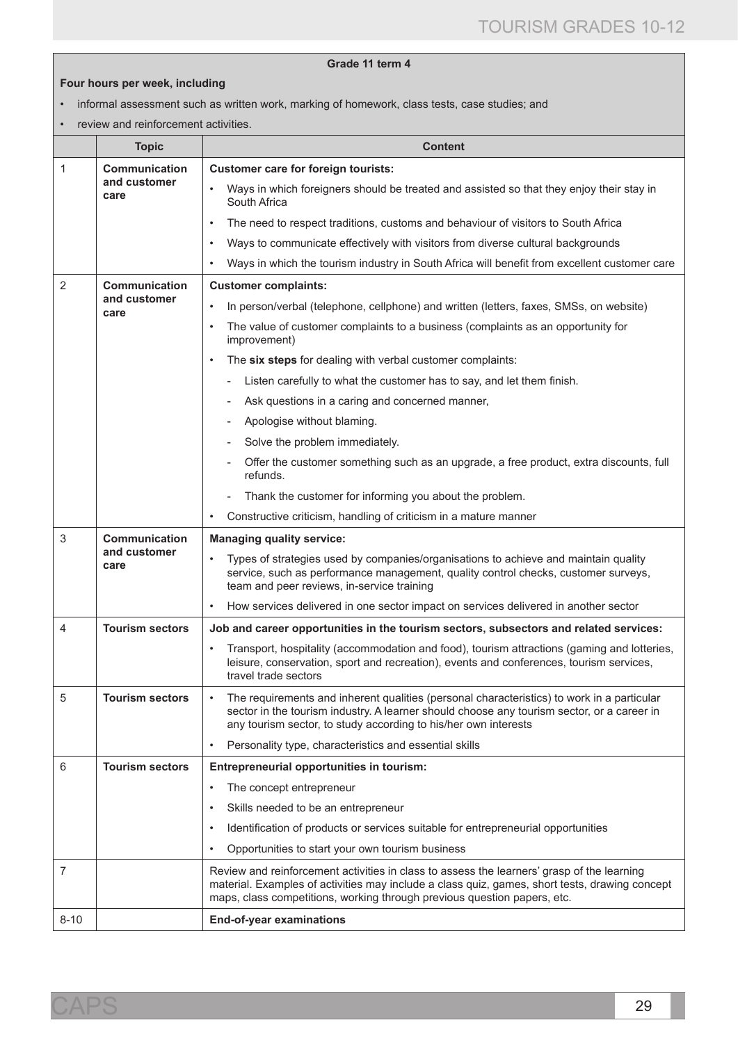| | | |
|---|---|---|
| **Grade 11 term 4** | | |
| **Four hours per week, including**<br>• informal assessment such as written work, marking of homework, class tests, case studies; and<br>• review and reinforcement activities. | | |
| | **Topic** | **Content** |
| 1 | **Communication and customer care** | **Customer care for foreign tourists:**<br>• Ways in which foreigners should be treated and assisted so that they enjoy their stay in South Africa<br>• The need to respect traditions, customs and behaviour of visitors to South Africa<br>• Ways to communicate effectively with visitors from diverse cultural backgrounds<br>• Ways in which the tourism industry in South Africa will benefit from excellent customer care |
| 2 | **Communication and customer care** | **Customer complaints:**<br>• In person/verbal (telephone, cellphone) and written (letters, faxes, SMSs, on website)<br>• The value of customer complaints to a business (complaints as an opportunity for improvement)<br>• The **six steps** for dealing with verbal customer complaints:<br>- Listen carefully to what the customer has to say, and let them finish.<br>- Ask questions in a caring and concerned manner,<br>- Apologise without blaming.<br>- Solve the problem immediately.<br>- Offer the customer something such as an upgrade, a free product, extra discounts, full refunds.<br>- Thank the customer for informing you about the problem.<br>• Constructive criticism, handling of criticism in a mature manner |
| 3 | **Communication and customer care** | **Managing quality service:**<br>• Types of strategies used by companies/organisations to achieve and maintain quality service, such as performance management, quality control checks, customer surveys, team and peer reviews, in-service training<br>• How services delivered in one sector impact on services delivered in another sector |
| 4 | **Tourism sectors** | **Job and career opportunities in the tourism sectors, subsectors and related services:**<br>• Transport, hospitality (accommodation and food), tourism attractions (gaming and lotteries, leisure, conservation, sport and recreation), events and conferences, tourism services, travel trade sectors |
| 5 | **Tourism sectors** | • The requirements and inherent qualities (personal characteristics) to work in a particular sector in the tourism industry. A learner should choose any tourism sector, or a career in any tourism sector, to study according to his/her own interests<br>• Personality type, characteristics and essential skills |
| 6 | **Tourism sectors** | **Entrepreneurial opportunities in tourism:**<br>• The concept entrepreneur<br>• Skills needed to be an entrepreneur<br>• Identification of products or services suitable for entrepreneurial opportunities<br>• Opportunities to start your own tourism business |
| 7 | | Review and reinforcement activities in class to assess the learners' grasp of the learning material. Examples of activities may include a class quiz, games, short tests, drawing concept maps, class competitions, working through previous question papers, etc. |
| 8-10 | | **End-of-year examinations** |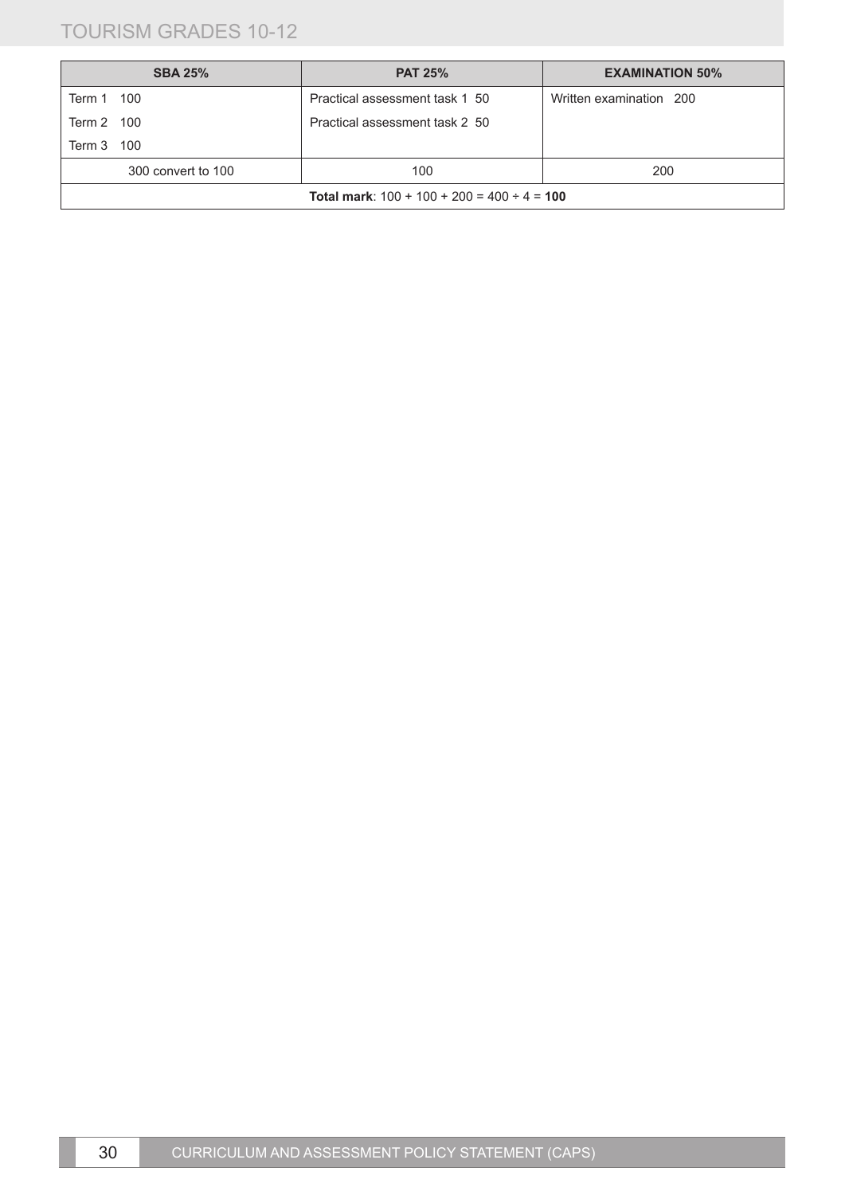| SBA 25% | PAT 25% | EXAMINATION 50% |
|---|---|---|
| Term 1 100<br>Term 2 100<br>Term 3 100 | Practical assessment task 1 50<br>Practical assessment task 2 50 | Written examination 200 |
| 300 convert to 100 | 100 | 200 |
| **Total mark**: 100 + 100 + 200 = 400 ÷ 4 = **100** | | |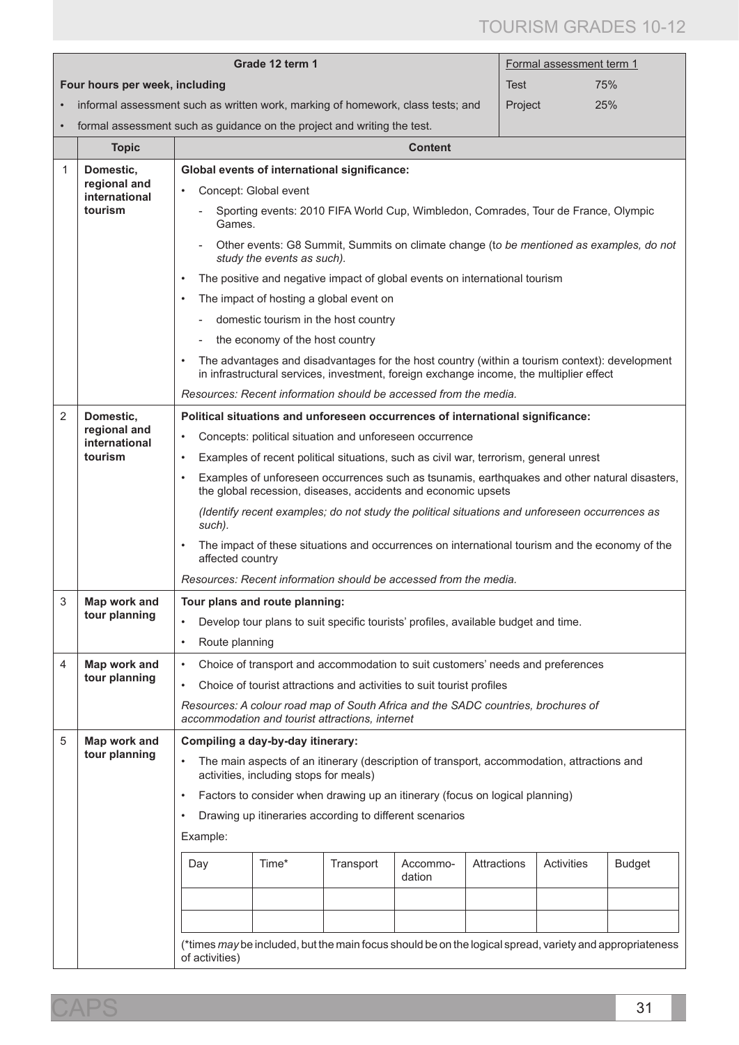| | Grade 12 term 1 | | Formal assessment term 1 | |
|---|---|---|---|---|
| | **Four hours per week, including**<br>• informal assessment such as written work, marking of homework, class tests; and<br>• formal assessment such as guidance on the project and writing the test. | | Test | 75% |
| | | | Project | 25% |
| | **Topic** | **Content** | | |
| 1 | **Domestic, regional and international tourism** | **Global events of international significance:**<br>• Concept: Global event<br>- Sporting events: 2010 FIFA World Cup, Wimbledon, Comrades, Tour de France, Olympic Games.<br>- Other events: G8 Summit, Summits on climate change (*to be mentioned as examples, do not study the events as such).*<br>• The positive and negative impact of global events on international tourism<br>• The impact of hosting a global event on<br>- domestic tourism in the host country<br>- the economy of the host country<br>• The advantages and disadvantages for the host country (within a tourism context): development in infrastructural services, investment, foreign exchange income, the multiplier effect<br>*Resources: Recent information should be accessed from the media.* | | |
| 2 | **Domestic, regional and international tourism** | **Political situations and unforeseen occurrences of international significance:**<br>• Concepts: political situation and unforeseen occurrence<br>• Examples of recent political situations, such as civil war, terrorism, general unrest<br>• Examples of unforeseen occurrences such as tsunamis, earthquakes and other natural disasters, the global recession, diseases, accidents and economic upsets<br>*(Identify recent examples; do not study the political situations and unforeseen occurrences as such).*<br>• The impact of these situations and occurrences on international tourism and the economy of the affected country<br>*Resources: Recent information should be accessed from the media.* | | |
| 3 | **Map work and tour planning** | **Tour plans and route planning:**<br>• Develop tour plans to suit specific tourists' profiles, available budget and time.<br>• Route planning | | |
| 4 | **Map work and tour planning** | • Choice of transport and accommodation to suit customers' needs and preferences<br>• Choice of tourist attractions and activities to suit tourist profiles<br>*Resources: A colour road map of South Africa and the SADC countries, brochures of accommodation and tourist attractions, internet* | | |
| 5 | **Map work and tour planning** | **Compiling a day-by-day itinerary:**<br>• The main aspects of an itinerary (description of transport, accommodation, attractions and activities, including stops for meals)<br>• Factors to consider when drawing up an itinerary (focus on logical planning)<br>• Drawing up itineraries according to different scenarios<br>Example: (see table below)<br>(*times *may* be included, but the main focus should be on the logical spread, variety and appropriateness of activities) | | |

Example:

| Day | Time* | Transport | Accommodation | Attractions | Activities | Budget |
|---|---|---|---|---|---|---|
| | | | | | | |
| | | | | | | |

(*times *may* be included, but the main focus should be on the logical spread, variety and appropriateness of activities)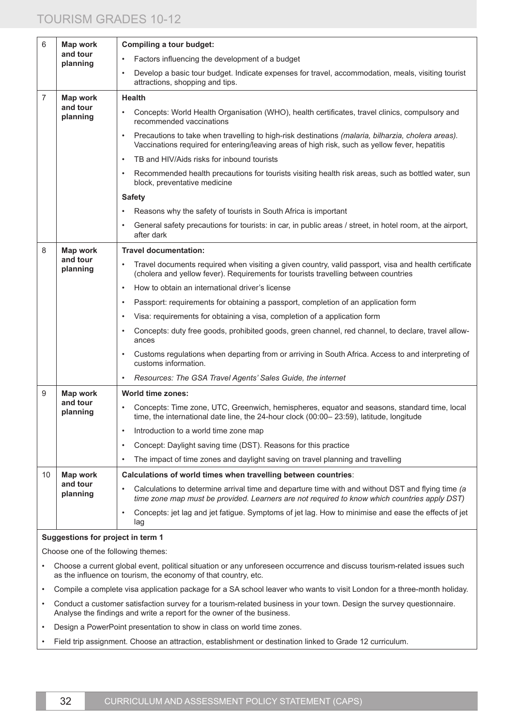| | | |
|---|---|---|
| 6 | **Map work and tour planning** | **Compiling a tour budget:**<br>• Factors influencing the development of a budget<br>• Develop a basic tour budget. Indicate expenses for travel, accommodation, meals, visiting tourist attractions, shopping and tips. |
| 7 | **Map work and tour planning** | **Health**<br>• Concepts: World Health Organisation (WHO), health certificates, travel clinics, compulsory and recommended vaccinations<br>• Precautions to take when travelling to high-risk destinations *(malaria, bilharzia, cholera areas).* Vaccinations required for entering/leaving areas of high risk, such as yellow fever, hepatitis<br>• TB and HIV/Aids risks for inbound tourists<br>• Recommended health precautions for tourists visiting health risk areas, such as bottled water, sun block, preventative medicine<br>**Safety**<br>• Reasons why the safety of tourists in South Africa is important<br>• General safety precautions for tourists: in car, in public areas / street, in hotel room, at the airport, after dark |
| 8 | **Map work and tour planning** | **Travel documentation:**<br>• Travel documents required when visiting a given country, valid passport, visa and health certificate (cholera and yellow fever). Requirements for tourists travelling between countries<br>• How to obtain an international driver's license<br>• Passport: requirements for obtaining a passport, completion of an application form<br>• Visa: requirements for obtaining a visa, completion of a application form<br>• Concepts: duty free goods, prohibited goods, green channel, red channel, to declare, travel allowances<br>• Customs regulations when departing from or arriving in South Africa. Access to and interpreting of customs information.<br>• *Resources: The GSA Travel Agents' Sales Guide, the internet* |
| 9 | **Map work and tour planning** | **World time zones:**<br>• Concepts: Time zone, UTC, Greenwich, hemispheres, equator and seasons, standard time, local time, the international date line, the 24-hour clock (00:00– 23:59), latitude, longitude<br>• Introduction to a world time zone map<br>• Concept: Daylight saving time (DST). Reasons for this practice<br>• The impact of time zones and daylight saving on travel planning and travelling |
| 10 | **Map work and tour planning** | **Calculations of world times when travelling between countries**:<br>• Calculations to determine arrival time and departure time with and without DST and flying time *(a time zone map must be provided. Learners are not required to know which countries apply DST)*<br>• Concepts: jet lag and jet fatigue. Symptoms of jet lag. How to minimise and ease the effects of jet lag |

**Suggestions for project in term 1**

Choose one of the following themes:

- Choose a current global event, political situation or any unforeseen occurrence and discuss tourism-related issues such as the influence on tourism, the economy of that country, etc.
- Compile a complete visa application package for a SA school leaver who wants to visit London for a three-month holiday.
- Conduct a customer satisfaction survey for a tourism-related business in your town. Design the survey questionnaire. Analyse the findings and write a report for the owner of the business.
- Design a PowerPoint presentation to show in class on world time zones.
- Field trip assignment. Choose an attraction, establishment or destination linked to Grade 12 curriculum.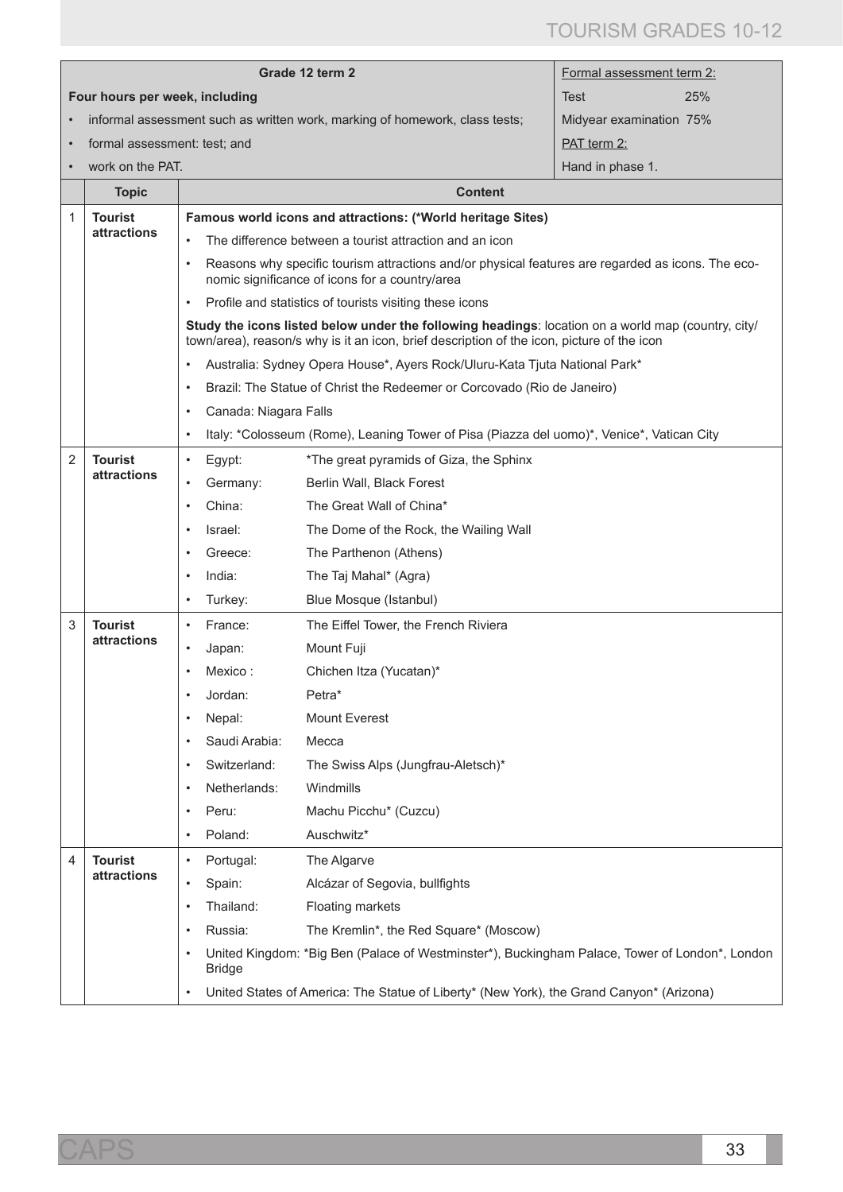| | Grade 12 term 2 | | Formal assessment term 2: |
|---|---|---|---|
| | Four hours per week, including<br>• informal assessment such as written work, marking of homework, class tests;<br>• formal assessment: test; and<br>• work on the PAT. | | Test 25%<br>Midyear examination 75%<br>PAT term 2:<br>Hand in phase 1. |
| | **Topic** | **Content** | |
| 1 | **Tourist attractions** | **Famous world icons and attractions: (*World heritage Sites)**<br>• The difference between a tourist attraction and an icon<br>• Reasons why specific tourism attractions and/or physical features are regarded as icons. The economic significance of icons for a country/area<br>• Profile and statistics of tourists visiting these icons<br>**Study the icons listed below under the following headings**: location on a world map (country, city/town/area), reason/s why is it an icon, brief description of the icon, picture of the icon<br>• Australia: Sydney Opera House*, Ayers Rock/Uluru-Kata Tjuta National Park*<br>• Brazil: The Statue of Christ the Redeemer or Corcovado (Rio de Janeiro)<br>• Canada: Niagara Falls<br>• Italy: *Colosseum (Rome), Leaning Tower of Pisa (Piazza del uomo)*, Venice*, Vatican City | |
| 2 | **Tourist attractions** | • Egypt: *The great pyramids of Giza, the Sphinx<br>• Germany: Berlin Wall, Black Forest<br>• China: The Great Wall of China*<br>• Israel: The Dome of the Rock, the Wailing Wall<br>• Greece: The Parthenon (Athens)<br>• India: The Taj Mahal* (Agra)<br>• Turkey: Blue Mosque (Istanbul) | |
| 3 | **Tourist attractions** | • France: The Eiffel Tower, the French Riviera<br>• Japan: Mount Fuji<br>• Mexico : Chichen Itza (Yucatan)*<br>• Jordan: Petra*<br>• Nepal: Mount Everest<br>• Saudi Arabia: Mecca<br>• Switzerland: The Swiss Alps (Jungfrau-Aletsch)*<br>• Netherlands: Windmills<br>• Peru: Machu Picchu* (Cuzcu)<br>• Poland: Auschwitz* | |
| 4 | **Tourist attractions** | • Portugal: The Algarve<br>• Spain: Alcázar of Segovia, bullfights<br>• Thailand: Floating markets<br>• Russia: The Kremlin*, the Red Square* (Moscow)<br>• United Kingdom: *Big Ben (Palace of Westminster*), Buckingham Palace, Tower of London*, London Bridge<br>• United States of America: The Statue of Liberty* (New York), the Grand Canyon* (Arizona) | |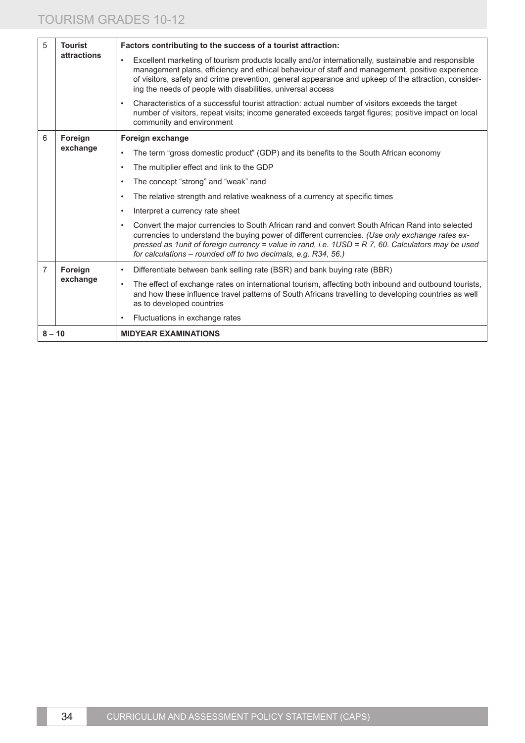| | | |
|---|---|---|
| 5 | **Tourist attractions** | **Factors contributing to the success of a tourist attraction:**<br>• Excellent marketing of tourism products locally and/or internationally, sustainable and responsible management plans, efficiency and ethical behaviour of staff and management, positive experience of visitors, safety and crime prevention, general appearance and upkeep of the attraction, considering the needs of people with disabilities, universal access<br>• Characteristics of a successful tourist attraction: actual number of visitors exceeds the target number of visitors, repeat visits; income generated exceeds target figures; positive impact on local community and environment |
| 6 | **Foreign exchange** | **Foreign exchange**<br>• The term "gross domestic product" (GDP) and its benefits to the South African economy<br>• The multiplier effect and link to the GDP<br>• The concept "strong" and "weak" rand<br>• The relative strength and relative weakness of a currency at specific times<br>• Interpret a currency rate sheet<br>• Convert the major currencies to South African rand and convert South African Rand into selected currencies to understand the buying power of different currencies. *(Use only exchange rates expressed as 1unit of foreign currency = value in rand, i.e. 1USD = R 7, 60. Calculators may be used for calculations – rounded off to two decimals, e.g. R34, 56.)* |
| 7 | **Foreign exchange** | • Differentiate between bank selling rate (BSR) and bank buying rate (BBR)<br>• The effect of exchange rates on international tourism, affecting both inbound and outbound tourists, and how these influence travel patterns of South Africans travelling to developing countries as well as to developed countries<br>• Fluctuations in exchange rates |
| **8 – 10** | | **MIDYEAR EXAMINATIONS** |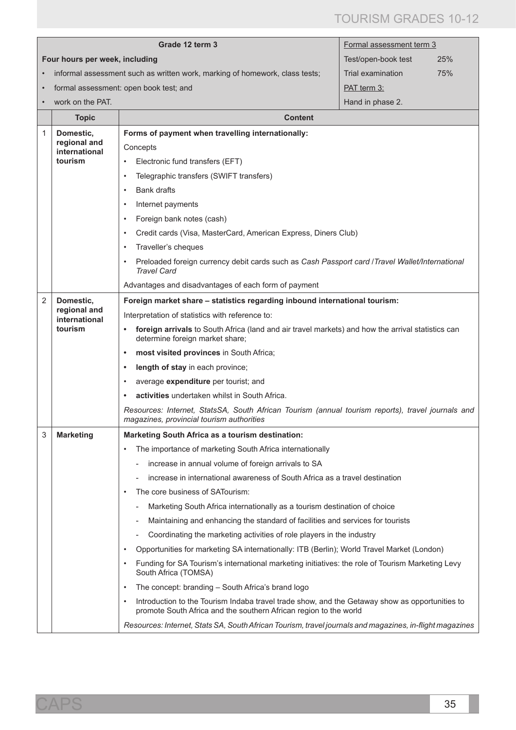| | Grade 12 term 3 | | Formal assessment term 3 | |
|---|---|---|---|---|
| | **Four hours per week, including**<br>• informal assessment such as written work, marking of homework, class tests;<br>• formal assessment: open book test; and<br>• work on the PAT. | | Test/open-book test 25%<br>Trial examination 75%<br>PAT term 3:<br>Hand in phase 2. | |
| | **Topic** | **Content** | | |
| 1 | **Domestic, regional and international tourism** | **Forms of payment when travelling internationally:**<br>Concepts<br>• Electronic fund transfers (EFT)<br>• Telegraphic transfers (SWIFT transfers)<br>• Bank drafts<br>• Internet payments<br>• Foreign bank notes (cash)<br>• Credit cards (Visa, MasterCard, American Express, Diners Club)<br>• Traveller's cheques<br>• Preloaded foreign currency debit cards such as *Cash Passport card /Travel Wallet/International Travel Card*<br>Advantages and disadvantages of each form of payment | | |
| 2 | **Domestic, regional and international tourism** | **Foreign market share – statistics regarding inbound international tourism:**<br>Interpretation of statistics with reference to:<br>• **foreign arrivals** to South Africa (land and air travel markets) and how the arrival statistics can determine foreign market share;<br>• **most visited provinces** in South Africa;<br>• **length of stay** in each province;<br>• average **expenditure** per tourist; and<br>• **activities** undertaken whilst in South Africa.<br>*Resources: Internet, StatsSA, South African Tourism (annual tourism reports), travel journals and magazines, provincial tourism authorities* | | |
| 3 | **Marketing** | **Marketing South Africa as a tourism destination:**<br>• The importance of marketing South Africa internationally<br>- increase in annual volume of foreign arrivals to SA<br>- increase in international awareness of South Africa as a travel destination<br>• The core business of SATourism:<br>- Marketing South Africa internationally as a tourism destination of choice<br>- Maintaining and enhancing the standard of facilities and services for tourists<br>- Coordinating the marketing activities of role players in the industry<br>• Opportunities for marketing SA internationally: ITB (Berlin); World Travel Market (London)<br>• Funding for SA Tourism's international marketing initiatives: the role of Tourism Marketing Levy South Africa (TOMSA)<br>• The concept: branding – South Africa's brand logo<br>• Introduction to the Tourism Indaba travel trade show, and the Getaway show as opportunities to promote South Africa and the southern African region to the world<br>*Resources: Internet, Stats SA, South African Tourism, travel journals and magazines, in-flight magazines* | | |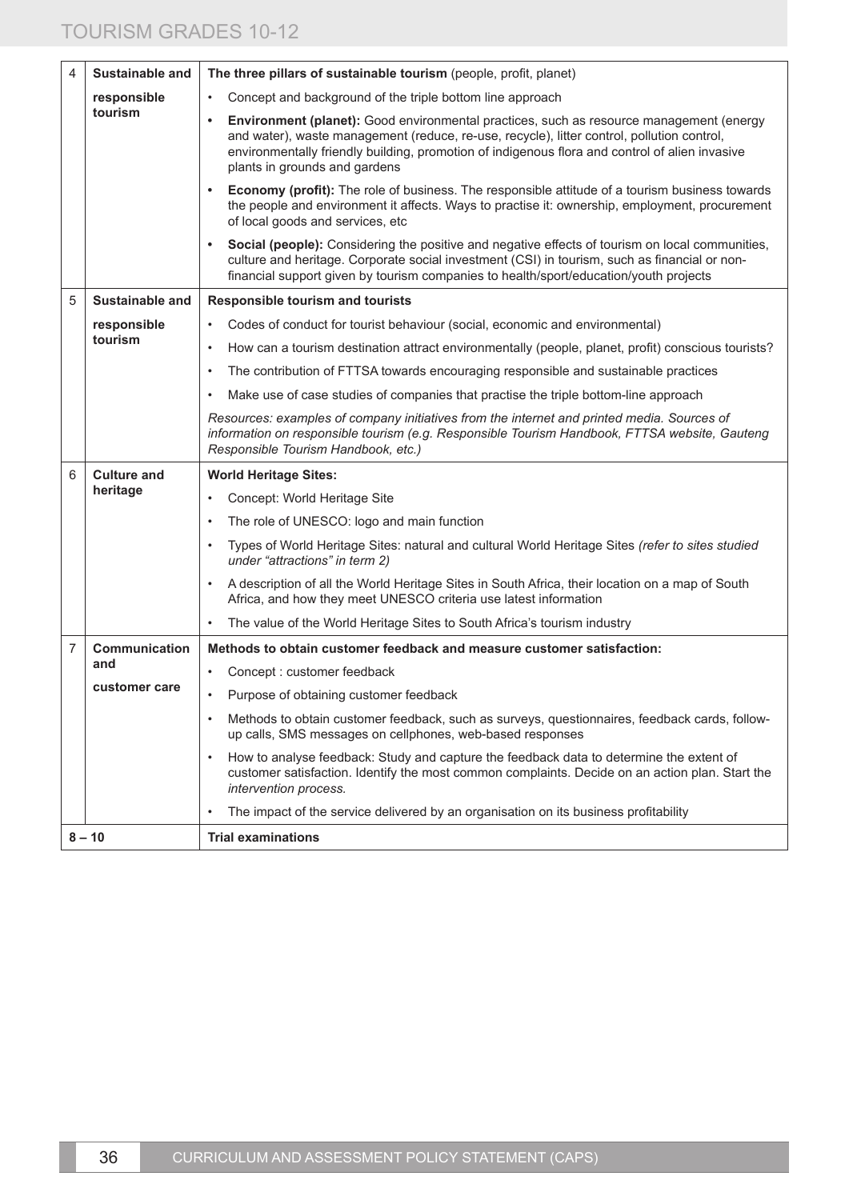| | | |
|---|---|---|
| 4 | **Sustainable and responsible tourism** | **The three pillars of sustainable tourism** (people, profit, planet)<br>• Concept and background of the triple bottom line approach<br>• **Environment (planet):** Good environmental practices, such as resource management (energy and water), waste management (reduce, re-use, recycle), litter control, pollution control, environmentally friendly building, promotion of indigenous flora and control of alien invasive plants in grounds and gardens<br>• **Economy (profit):** The role of business. The responsible attitude of a tourism business towards the people and environment it affects. Ways to practise it: ownership, employment, procurement of local goods and services, etc<br>• **Social (people):** Considering the positive and negative effects of tourism on local communities, culture and heritage. Corporate social investment (CSI) in tourism, such as financial or non-financial support given by tourism companies to health/sport/education/youth projects |
| 5 | **Sustainable and responsible tourism** | **Responsible tourism and tourists**<br>• Codes of conduct for tourist behaviour (social, economic and environmental)<br>• How can a tourism destination attract environmentally (people, planet, profit) conscious tourists?<br>• The contribution of FTTSA towards encouraging responsible and sustainable practices<br>• Make use of case studies of companies that practise the triple bottom-line approach<br>*Resources: examples of company initiatives from the internet and printed media. Sources of information on responsible tourism (e.g. Responsible Tourism Handbook, FTTSA website, Gauteng Responsible Tourism Handbook, etc.)* |
| 6 | **Culture and heritage** | **World Heritage Sites:**<br>• Concept: World Heritage Site<br>• The role of UNESCO: logo and main function<br>• Types of World Heritage Sites: natural and cultural World Heritage Sites *(refer to sites studied under "attractions" in term 2)*<br>• A description of all the World Heritage Sites in South Africa, their location on a map of South Africa, and how they meet UNESCO criteria use latest information<br>• The value of the World Heritage Sites to South Africa's tourism industry |
| 7 | **Communication and customer care** | **Methods to obtain customer feedback and measure customer satisfaction:**<br>• Concept : customer feedback<br>• Purpose of obtaining customer feedback<br>• Methods to obtain customer feedback, such as surveys, questionnaires, feedback cards, follow-up calls, SMS messages on cellphones, web-based responses<br>• How to analyse feedback: Study and capture the feedback data to determine the extent of customer satisfaction. Identify the most common complaints. Decide on an action plan. Start the *intervention process.*<br>• The impact of the service delivered by an organisation on its business profitability |
| 8 – 10 | | **Trial examinations** |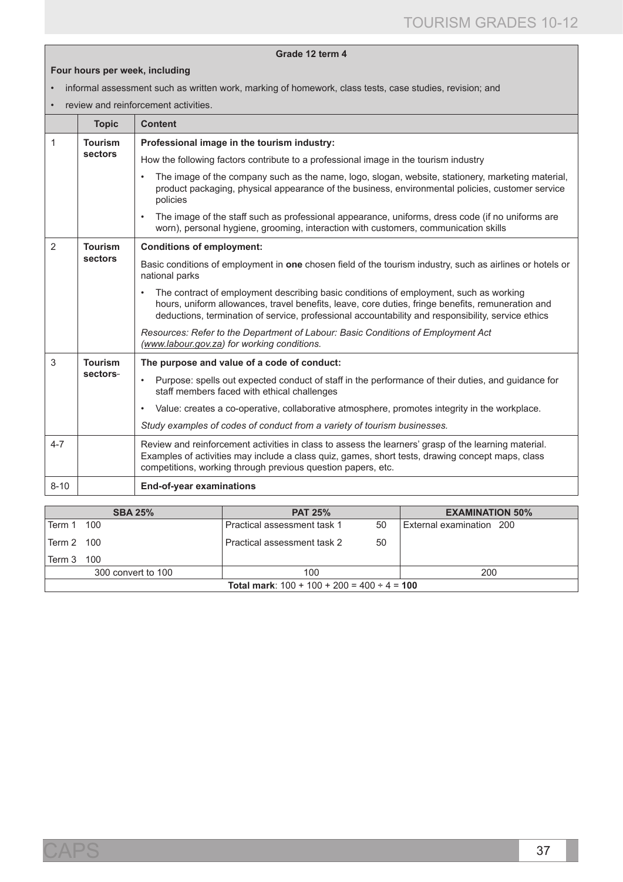| Grade 12 term 4 | | |
|---|---|---|
| **Four hours per week, including**<br>• informal assessment such as written work, marking of homework, class tests, case studies, revision; and<br>• review and reinforcement activities. | | |
| | **Topic** | **Content** |
| 1 | **Tourism sectors** | **Professional image in the tourism industry:**<br>How the following factors contribute to a professional image in the tourism industry<br>• The image of the company such as the name, logo, slogan, website, stationery, marketing material, product packaging, physical appearance of the business, environmental policies, customer service policies<br>• The image of the staff such as professional appearance, uniforms, dress code (if no uniforms are worn), personal hygiene, grooming, interaction with customers, communication skills |
| 2 | **Tourism sectors** | **Conditions of employment:**<br>Basic conditions of employment in **one** chosen field of the tourism industry, such as airlines or hotels or national parks<br>• The contract of employment describing basic conditions of employment, such as working hours, uniform allowances, travel benefits, leave, core duties, fringe benefits, remuneration and deductions, termination of service, professional accountability and responsibility, service ethics<br>*Resources: Refer to the Department of Labour: Basic Conditions of Employment Act (www.labour.gov.za) for working conditions.* |
| 3 | **Tourism sectors** | **The purpose and value of a code of conduct:**<br>• Purpose: spells out expected conduct of staff in the performance of their duties, and guidance for staff members faced with ethical challenges<br>• Value: creates a co-operative, collaborative atmosphere, promotes integrity in the workplace.<br>*Study examples of codes of conduct from a variety of tourism businesses.* |
| 4-7 | | Review and reinforcement activities in class to assess the learners' grasp of the learning material. Examples of activities may include a class quiz, games, short tests, drawing concept maps, class competitions, working through previous question papers, etc. |
| 8-10 | | **End-of-year examinations** |

| SBA 25% | PAT 25% | EXAMINATION 50% |
|---|---|---|
| Term 1 100 | Practical assessment task 1 50 | External examination 200 |
| Term 2 100 | Practical assessment task 2 50 | |
| Term 3 100 | | |
| 300 convert to 100 | 100 | 200 |
| **Total mark**: 100 + 100 + 200 = 400 ÷ 4 = **100** | | |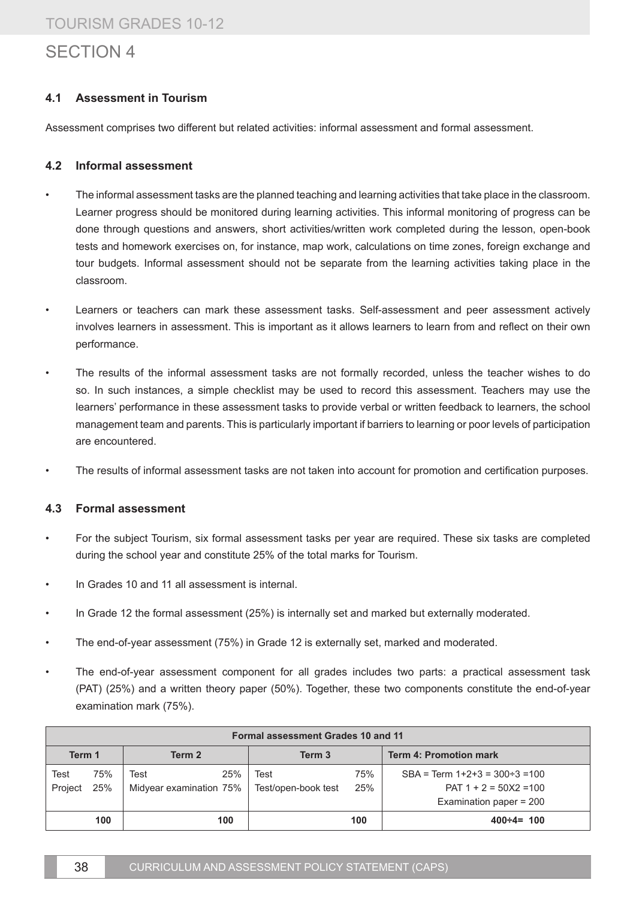# SECTION 4

### 4.1 Assessment in Tourism

Assessment comprises two different but related activities: informal assessment and formal assessment.

### 4.2 Informal assessment

- The informal assessment tasks are the planned teaching and learning activities that take place in the classroom. Learner progress should be monitored during learning activities. This informal monitoring of progress can be done through questions and answers, short activities/written work completed during the lesson, open-book tests and homework exercises on, for instance, map work, calculations on time zones, foreign exchange and tour budgets. Informal assessment should not be separate from the learning activities taking place in the classroom.
- Learners or teachers can mark these assessment tasks. Self-assessment and peer assessment actively involves learners in assessment. This is important as it allows learners to learn from and reflect on their own performance.
- The results of the informal assessment tasks are not formally recorded, unless the teacher wishes to do so. In such instances, a simple checklist may be used to record this assessment. Teachers may use the learners' performance in these assessment tasks to provide verbal or written feedback to learners, the school management team and parents. This is particularly important if barriers to learning or poor levels of participation are encountered.
- The results of informal assessment tasks are not taken into account for promotion and certification purposes.

### 4.3 Formal assessment

- For the subject Tourism, six formal assessment tasks per year are required. These six tasks are completed during the school year and constitute 25% of the total marks for Tourism.
- In Grades 10 and 11 all assessment is internal.
- In Grade 12 the formal assessment (25%) is internally set and marked but externally moderated.
- The end-of-year assessment (75%) in Grade 12 is externally set, marked and moderated.
- The end-of-year assessment component for all grades includes two parts: a practical assessment task (PAT) (25%) and a written theory paper (50%). Together, these two components constitute the end-of-year examination mark (75%).

| Formal assessment Grades 10 and 11 | | | |
|---|---|---|---|
| **Term 1** | **Term 2** | **Term 3** | **Term 4: Promotion mark** |
| Test 75%<br>Project 25% | Test 25%<br>Midyear examination 75% | Test 75%<br>Test/open-book test 25% | SBA = Term 1+2+3 = 300÷3 =100<br>PAT 1 + 2 = 50X2 =100<br>Examination paper = 200 |
| 100 | 100 | 100 | 400÷4= 100 |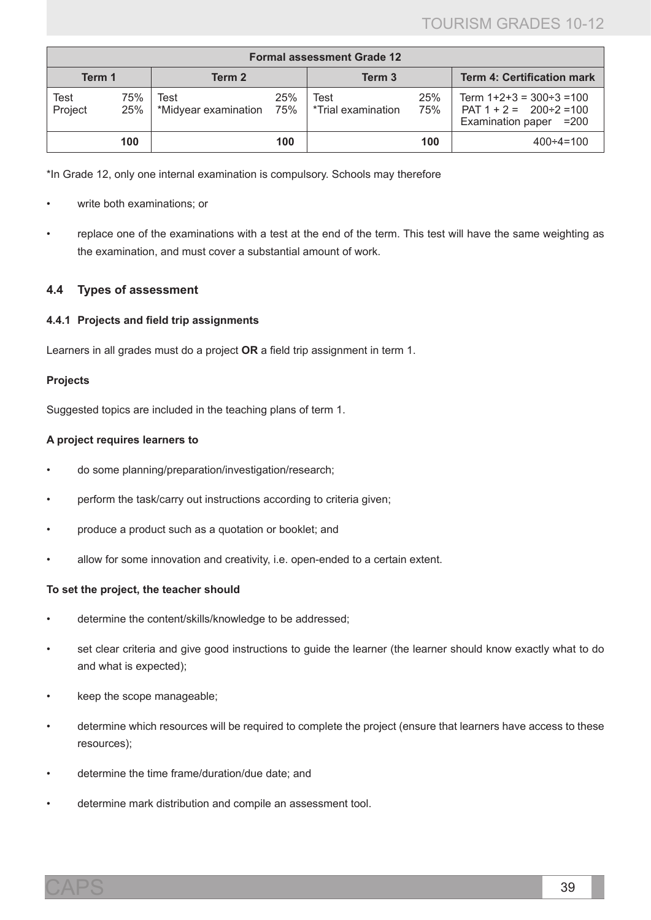| Formal assessment Grade 12 | | | |
|---|---|---|---|
| Term 1 | Term 2 | Term 3 | Term 4: Certification mark |
| Test 75%<br>Project 25% | Test 25%<br>*Midyear examination 75% | Test 25%<br>*Trial examination 75% | Term 1+2+3 = 300÷3 =100<br>PAT 1 + 2 = 200÷2 =100<br>Examination paper =200 |
| 100 | 100 | 100 | 400÷4=100 |

*In Grade 12, only one internal examination is compulsory. Schools may therefore

- write both examinations; or
- replace one of the examinations with a test at the end of the term. This test will have the same weighting as the examination, and must cover a substantial amount of work.

## 4.4 Types of assessment

### 4.4.1 Projects and field trip assignments

Learners in all grades must do a project **OR** a field trip assignment in term 1.

**Projects**

Suggested topics are included in the teaching plans of term 1.

**A project requires learners to**

- do some planning/preparation/investigation/research;
- perform the task/carry out instructions according to criteria given;
- produce a product such as a quotation or booklet; and
- allow for some innovation and creativity, i.e. open-ended to a certain extent.

**To set the project, the teacher should**

- determine the content/skills/knowledge to be addressed;
- set clear criteria and give good instructions to guide the learner (the learner should know exactly what to do and what is expected);
- keep the scope manageable;
- determine which resources will be required to complete the project (ensure that learners have access to these resources);
- determine the time frame/duration/due date; and
- determine mark distribution and compile an assessment tool.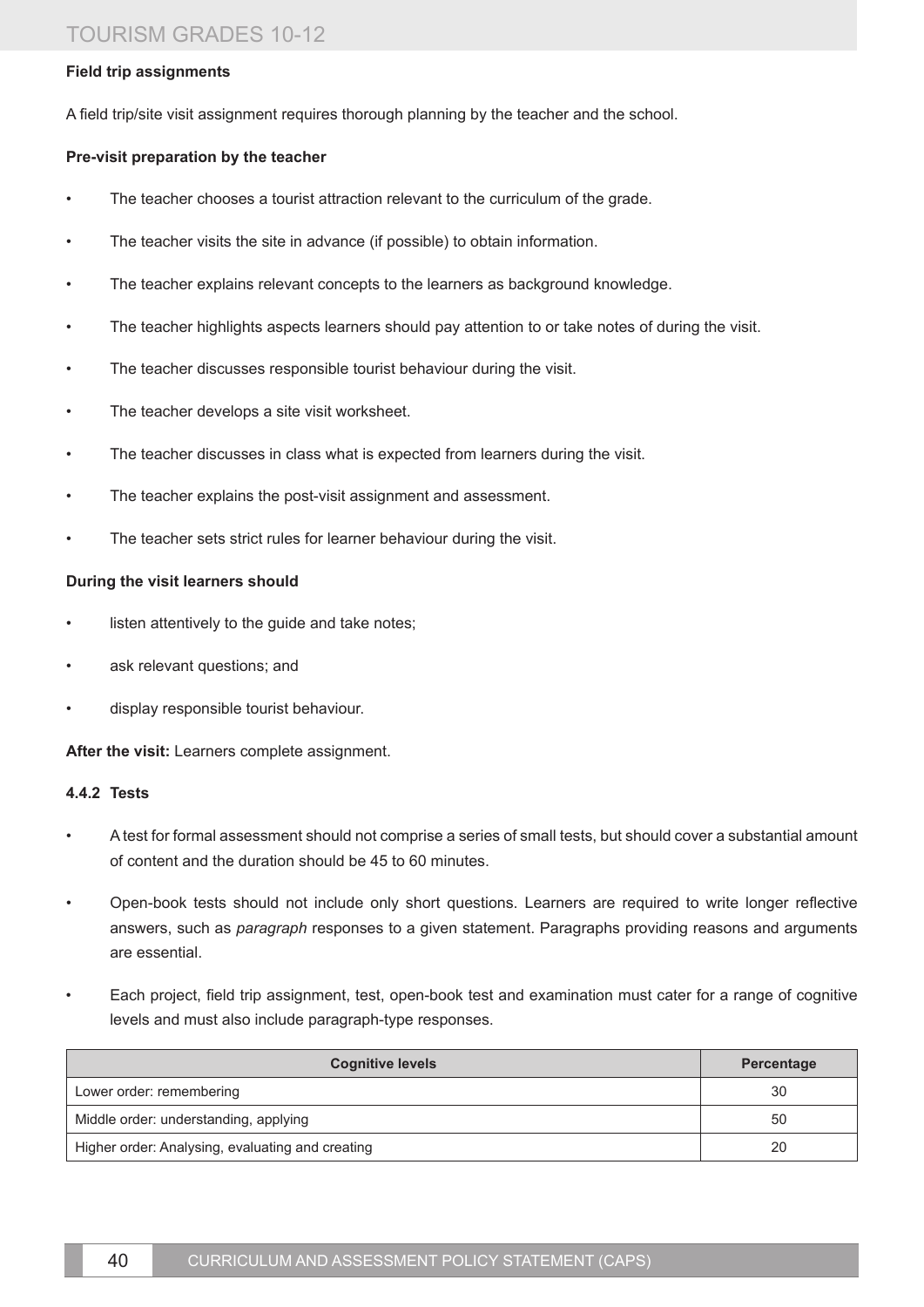**Field trip assignments**

A field trip/site visit assignment requires thorough planning by the teacher and the school.

**Pre-visit preparation by the teacher**

- The teacher chooses a tourist attraction relevant to the curriculum of the grade.
- The teacher visits the site in advance (if possible) to obtain information.
- The teacher explains relevant concepts to the learners as background knowledge.
- The teacher highlights aspects learners should pay attention to or take notes of during the visit.
- The teacher discusses responsible tourist behaviour during the visit.
- The teacher develops a site visit worksheet.
- The teacher discusses in class what is expected from learners during the visit.
- The teacher explains the post-visit assignment and assessment.
- The teacher sets strict rules for learner behaviour during the visit.

**During the visit learners should**

- listen attentively to the guide and take notes;
- ask relevant questions; and
- display responsible tourist behaviour.

**After the visit:** Learners complete assignment.

#### 4.4.2 Tests

- A test for formal assessment should not comprise a series of small tests, but should cover a substantial amount of content and the duration should be 45 to 60 minutes.
- Open-book tests should not include only short questions. Learners are required to write longer reflective answers, such as *paragraph* responses to a given statement. Paragraphs providing reasons and arguments are essential.
- Each project, field trip assignment, test, open-book test and examination must cater for a range of cognitive levels and must also include paragraph-type responses.

| Cognitive levels | Percentage |
|---|---|
| Lower order: remembering | 30 |
| Middle order: understanding, applying | 50 |
| Higher order: Analysing, evaluating and creating | 20 |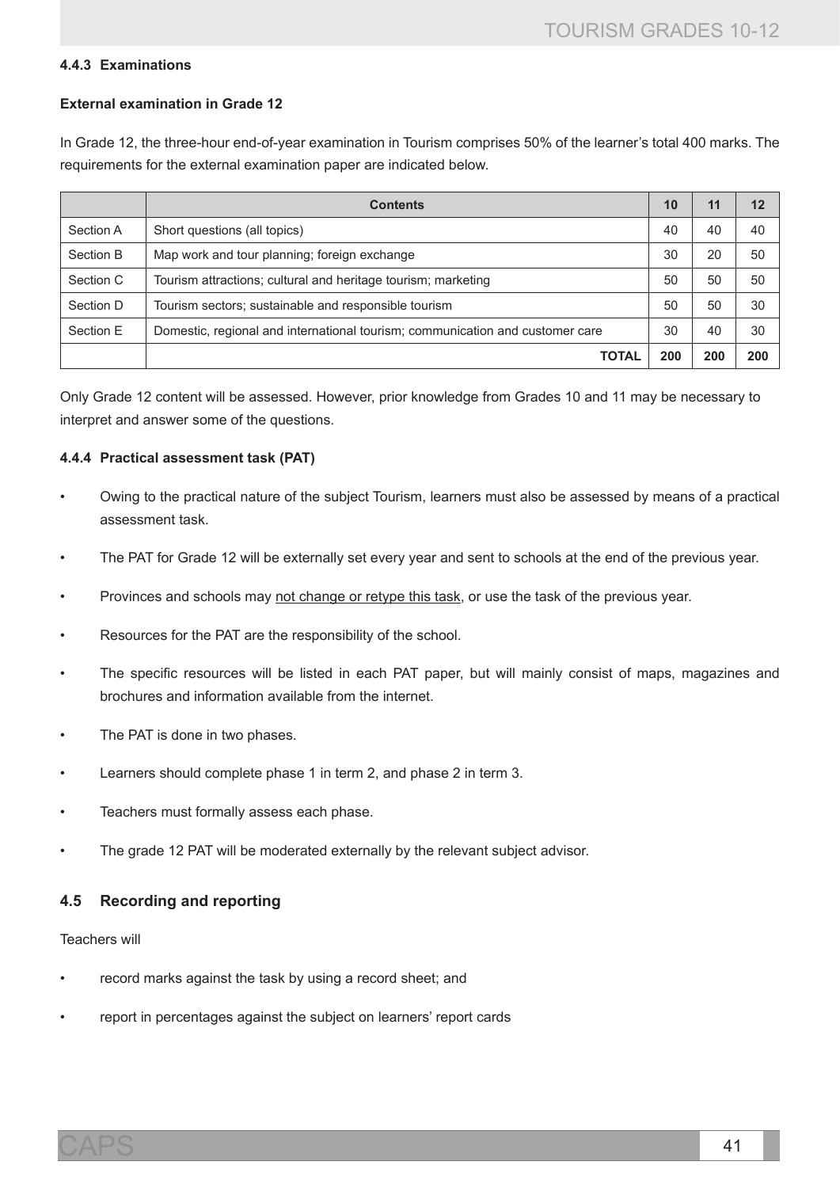#### 4.4.3 Examinations

**External examination in Grade 12**

In Grade 12, the three-hour end-of-year examination in Tourism comprises 50% of the learner's total 400 marks. The requirements for the external examination paper are indicated below.

| | Contents | 10 | 11 | 12 |
|---|---|---|---|---|
| Section A | Short questions (all topics) | 40 | 40 | 40 |
| Section B | Map work and tour planning; foreign exchange | 30 | 20 | 50 |
| Section C | Tourism attractions; cultural and heritage tourism; marketing | 50 | 50 | 50 |
| Section D | Tourism sectors; sustainable and responsible tourism | 50 | 50 | 30 |
| Section E | Domestic, regional and international tourism; communication and customer care | 30 | 40 | 30 |
| | **TOTAL** | **200** | **200** | **200** |

Only Grade 12 content will be assessed. However, prior knowledge from Grades 10 and 11 may be necessary to interpret and answer some of the questions.

#### 4.4.4 Practical assessment task (PAT)

- Owing to the practical nature of the subject Tourism, learners must also be assessed by means of a practical assessment task.
- The PAT for Grade 12 will be externally set every year and sent to schools at the end of the previous year.
- Provinces and schools may not change or retype this task, or use the task of the previous year.
- Resources for the PAT are the responsibility of the school.
- The specific resources will be listed in each PAT paper, but will mainly consist of maps, magazines and brochures and information available from the internet.
- The PAT is done in two phases.
- Learners should complete phase 1 in term 2, and phase 2 in term 3.
- Teachers must formally assess each phase.
- The grade 12 PAT will be moderated externally by the relevant subject advisor.

### 4.5 Recording and reporting

Teachers will

- record marks against the task by using a record sheet; and
- report in percentages against the subject on learners' report cards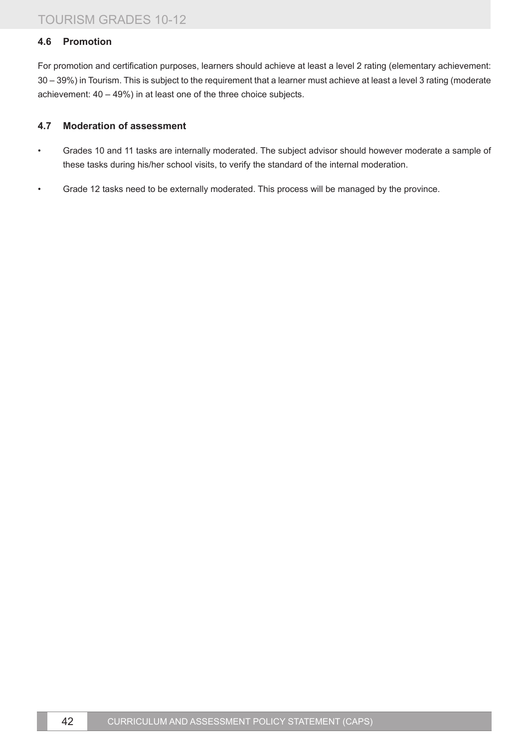### 4.6 Promotion

For promotion and certification purposes, learners should achieve at least a level 2 rating (elementary achievement: 30 – 39%) in Tourism. This is subject to the requirement that a learner must achieve at least a level 3 rating (moderate achievement: 40 – 49%) in at least one of the three choice subjects.

### 4.7 Moderation of assessment

- Grades 10 and 11 tasks are internally moderated. The subject advisor should however moderate a sample of these tasks during his/her school visits, to verify the standard of the internal moderation.
- Grade 12 tasks need to be externally moderated. This process will be managed by the province.